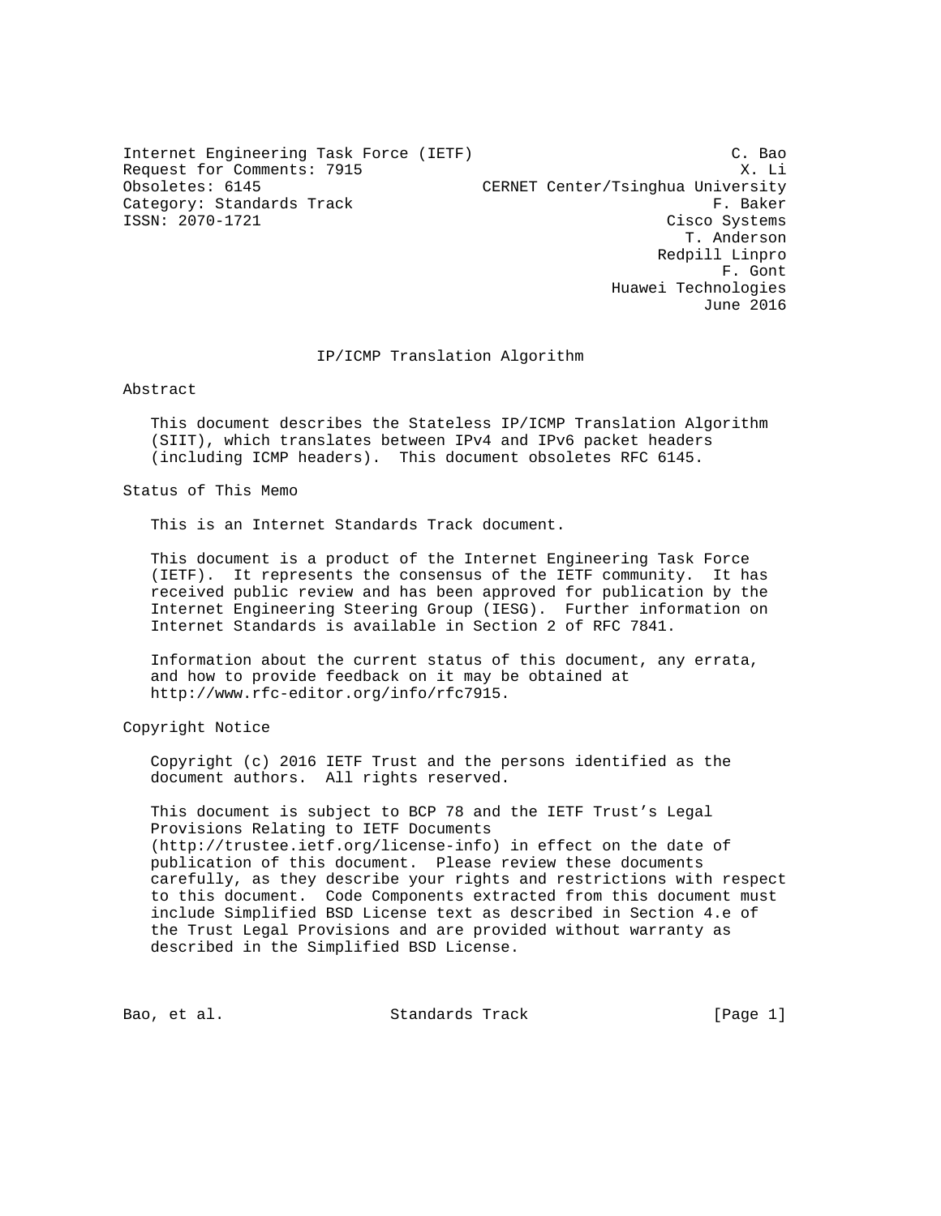Internet Engineering Task Force (IETF) — C. Bao
Request for Comments: 7915 — X. Li
Obsoletes: 6145 — CERNET Center/Tsinghua University
Category: Standards Track — F. Baker
ISSN: 2070-1721 — Cisco Systems

T. Anderson
Redpill Linpro
F. Gont
Huawei Technologies
June 2016

# IP/ICMP Translation Algorithm

## Abstract

This document describes the Stateless IP/ICMP Translation Algorithm (SIIT), which translates between IPv4 and IPv6 packet headers (including ICMP headers). This document obsoletes RFC 6145.

## Status of This Memo

This is an Internet Standards Track document.

This document is a product of the Internet Engineering Task Force (IETF). It represents the consensus of the IETF community. It has received public review and has been approved for publication by the Internet Engineering Steering Group (IESG). Further information on Internet Standards is available in Section 2 of RFC 7841.

Information about the current status of this document, any errata, and how to provide feedback on it may be obtained at http://www.rfc-editor.org/info/rfc7915.

## Copyright Notice

Copyright (c) 2016 IETF Trust and the persons identified as the document authors. All rights reserved.

This document is subject to BCP 78 and the IETF Trust's Legal Provisions Relating to IETF Documents (http://trustee.ietf.org/license-info) in effect on the date of publication of this document. Please review these documents carefully, as they describe your rights and restrictions with respect to this document. Code Components extracted from this document must include Simplified BSD License text as described in Section 4.e of the Trust Legal Provisions and are provided without warranty as described in the Simplified BSD License.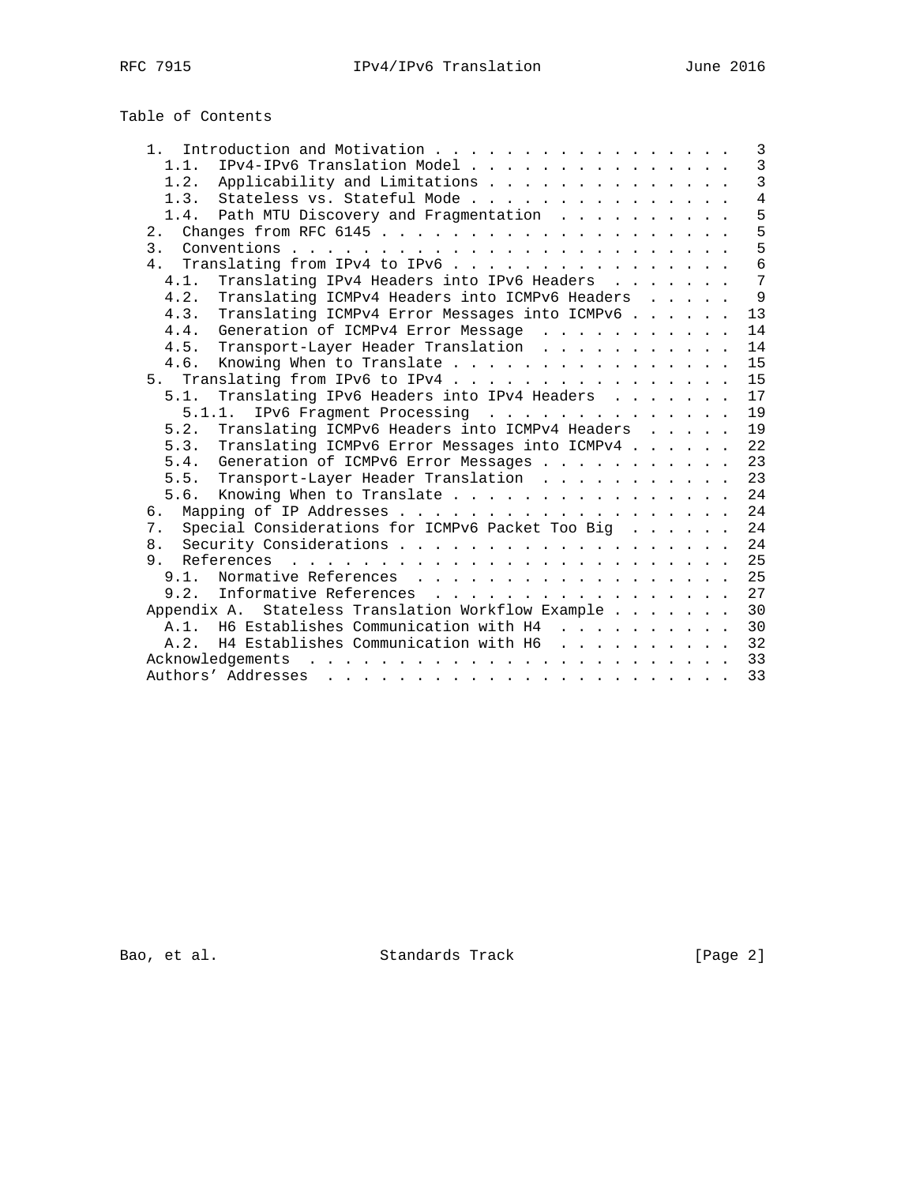## Table of Contents

```
   1.  Introduction and Motivation . . . . . . . . . . . . . . . . .   3
     1.1.  IPv4-IPv6 Translation Model . . . . . . . . . . . . . . .   3
     1.2.  Applicability and Limitations . . . . . . . . . . . . . .   3
     1.3.  Stateless vs. Stateful Mode . . . . . . . . . . . . . . .   4
     1.4.  Path MTU Discovery and Fragmentation  . . . . . . . . . .   5
   2.  Changes from RFC 6145 . . . . . . . . . . . . . . . . . . . .   5
   3.  Conventions . . . . . . . . . . . . . . . . . . . . . . . . .   5
   4.  Translating from IPv4 to IPv6 . . . . . . . . . . . . . . . .   6
     4.1.  Translating IPv4 Headers into IPv6 Headers  . . . . . . .   7
     4.2.  Translating ICMPv4 Headers into ICMPv6 Headers  . . . . .   9
     4.3.  Translating ICMPv4 Error Messages into ICMPv6 . . . . . .  13
     4.4.  Generation of ICMPv4 Error Message  . . . . . . . . . . .  14
     4.5.  Transport-Layer Header Translation  . . . . . . . . . . .  14
     4.6.  Knowing When to Translate . . . . . . . . . . . . . . . .  15
   5.  Translating from IPv6 to IPv4 . . . . . . . . . . . . . . . .  15
     5.1.  Translating IPv6 Headers into IPv4 Headers  . . . . . . .  17
       5.1.1.  IPv6 Fragment Processing  . . . . . . . . . . . . . .  19
     5.2.  Translating ICMPv6 Headers into ICMPv4 Headers  . . . . .  19
     5.3.  Translating ICMPv6 Error Messages into ICMPv4 . . . . . .  22
     5.4.  Generation of ICMPv6 Error Messages . . . . . . . . . . .  23
     5.5.  Transport-Layer Header Translation  . . . . . . . . . . .  23
     5.6.  Knowing When to Translate . . . . . . . . . . . . . . . .  24
   6.  Mapping of IP Addresses . . . . . . . . . . . . . . . . . . .  24
   7.  Special Considerations for ICMPv6 Packet Too Big  . . . . . .  24
   8.  Security Considerations . . . . . . . . . . . . . . . . . . .  24
   9.  References  . . . . . . . . . . . . . . . . . . . . . . . . .  25
     9.1.  Normative References  . . . . . . . . . . . . . . . . . .  25
     9.2.  Informative References  . . . . . . . . . . . . . . . . .  27
   Appendix A.  Stateless Translation Workflow Example . . . . . . .  30
     A.1.  H6 Establishes Communication with H4  . . . . . . . . . .  30
     A.2.  H4 Establishes Communication with H6  . . . . . . . . . .  32
   Acknowledgements  . . . . . . . . . . . . . . . . . . . . . . . .  33
   Authors' Addresses  . . . . . . . . . . . . . . . . . . . . . . .  33
```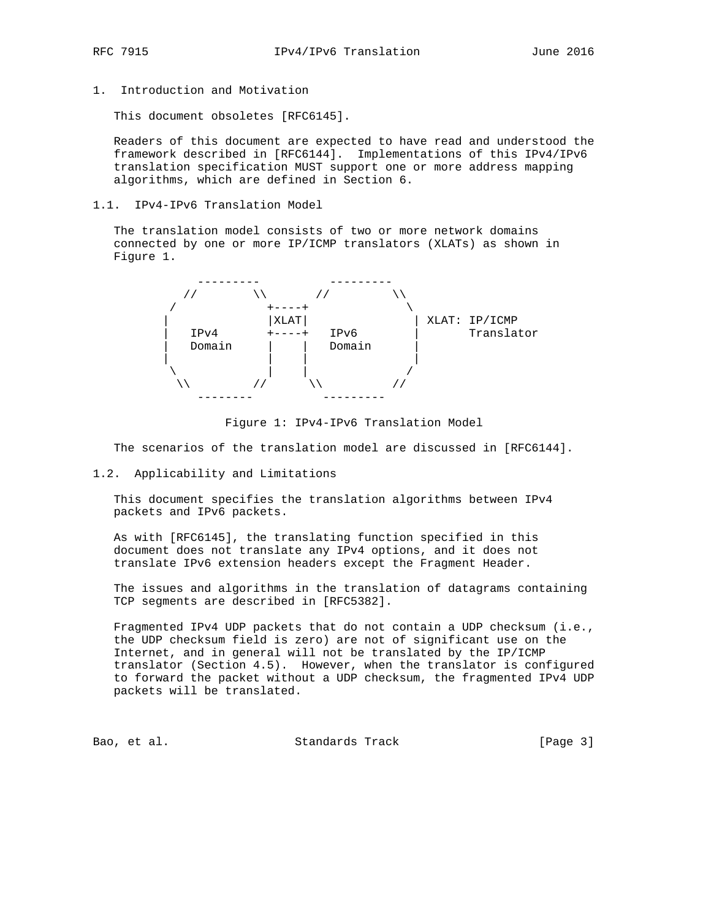## 1. Introduction and Motivation

This document obsoletes [RFC6145].

Readers of this document are expected to have read and understood the framework described in [RFC6144]. Implementations of this IPv4/IPv6 translation specification MUST support one or more address mapping algorithms, which are defined in Section 6.

### 1.1. IPv4-IPv6 Translation Model

The translation model consists of two or more network domains connected by one or more IP/ICMP translators (XLATs) as shown in Figure 1.

```
        ---------          ---------
      //        \\       //         \\
     /             +----+             \
    |              |XLAT|              | XLAT: IP/ICMP
    |   IPv4       +----+   IPv6       |       Translator
    |   Domain     |    |   Domain     |
    |              |    |              |
     \             |    |             /
      \\         //      \\          //
        --------          ---------
```

Figure 1: IPv4-IPv6 Translation Model

The scenarios of the translation model are discussed in [RFC6144].

### 1.2. Applicability and Limitations

This document specifies the translation algorithms between IPv4 packets and IPv6 packets.

As with [RFC6145], the translating function specified in this document does not translate any IPv4 options, and it does not translate IPv6 extension headers except the Fragment Header.

The issues and algorithms in the translation of datagrams containing TCP segments are described in [RFC5382].

Fragmented IPv4 UDP packets that do not contain a UDP checksum (i.e., the UDP checksum field is zero) are not of significant use on the Internet, and in general will not be translated by the IP/ICMP translator (Section 4.5). However, when the translator is configured to forward the packet without a UDP checksum, the fragmented IPv4 UDP packets will be translated.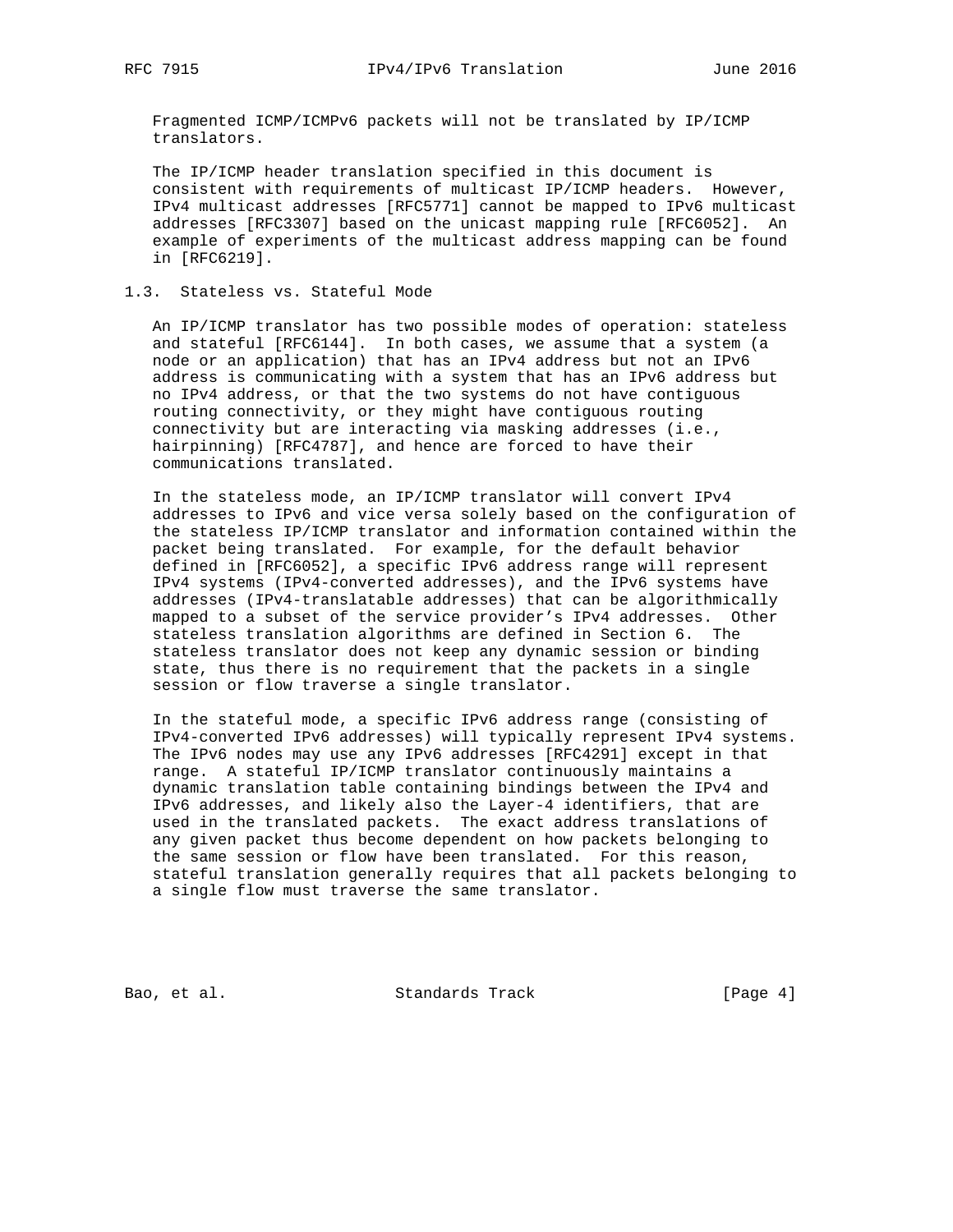Fragmented ICMP/ICMPv6 packets will not be translated by IP/ICMP translators.

The IP/ICMP header translation specified in this document is consistent with requirements of multicast IP/ICMP headers. However, IPv4 multicast addresses [RFC5771] cannot be mapped to IPv6 multicast addresses [RFC3307] based on the unicast mapping rule [RFC6052]. An example of experiments of the multicast address mapping can be found in [RFC6219].

## 1.3. Stateless vs. Stateful Mode

An IP/ICMP translator has two possible modes of operation: stateless and stateful [RFC6144]. In both cases, we assume that a system (a node or an application) that has an IPv4 address but not an IPv6 address is communicating with a system that has an IPv6 address but no IPv4 address, or that the two systems do not have contiguous routing connectivity, or they might have contiguous routing connectivity but are interacting via masking addresses (i.e., hairpinning) [RFC4787], and hence are forced to have their communications translated.

In the stateless mode, an IP/ICMP translator will convert IPv4 addresses to IPv6 and vice versa solely based on the configuration of the stateless IP/ICMP translator and information contained within the packet being translated. For example, for the default behavior defined in [RFC6052], a specific IPv6 address range will represent IPv4 systems (IPv4-converted addresses), and the IPv6 systems have addresses (IPv4-translatable addresses) that can be algorithmically mapped to a subset of the service provider's IPv4 addresses. Other stateless translation algorithms are defined in Section 6. The stateless translator does not keep any dynamic session or binding state, thus there is no requirement that the packets in a single session or flow traverse a single translator.

In the stateful mode, a specific IPv6 address range (consisting of IPv4-converted IPv6 addresses) will typically represent IPv4 systems. The IPv6 nodes may use any IPv6 addresses [RFC4291] except in that range. A stateful IP/ICMP translator continuously maintains a dynamic translation table containing bindings between the IPv4 and IPv6 addresses, and likely also the Layer-4 identifiers, that are used in the translated packets. The exact address translations of any given packet thus become dependent on how packets belonging to the same session or flow have been translated. For this reason, stateful translation generally requires that all packets belonging to a single flow must traverse the same translator.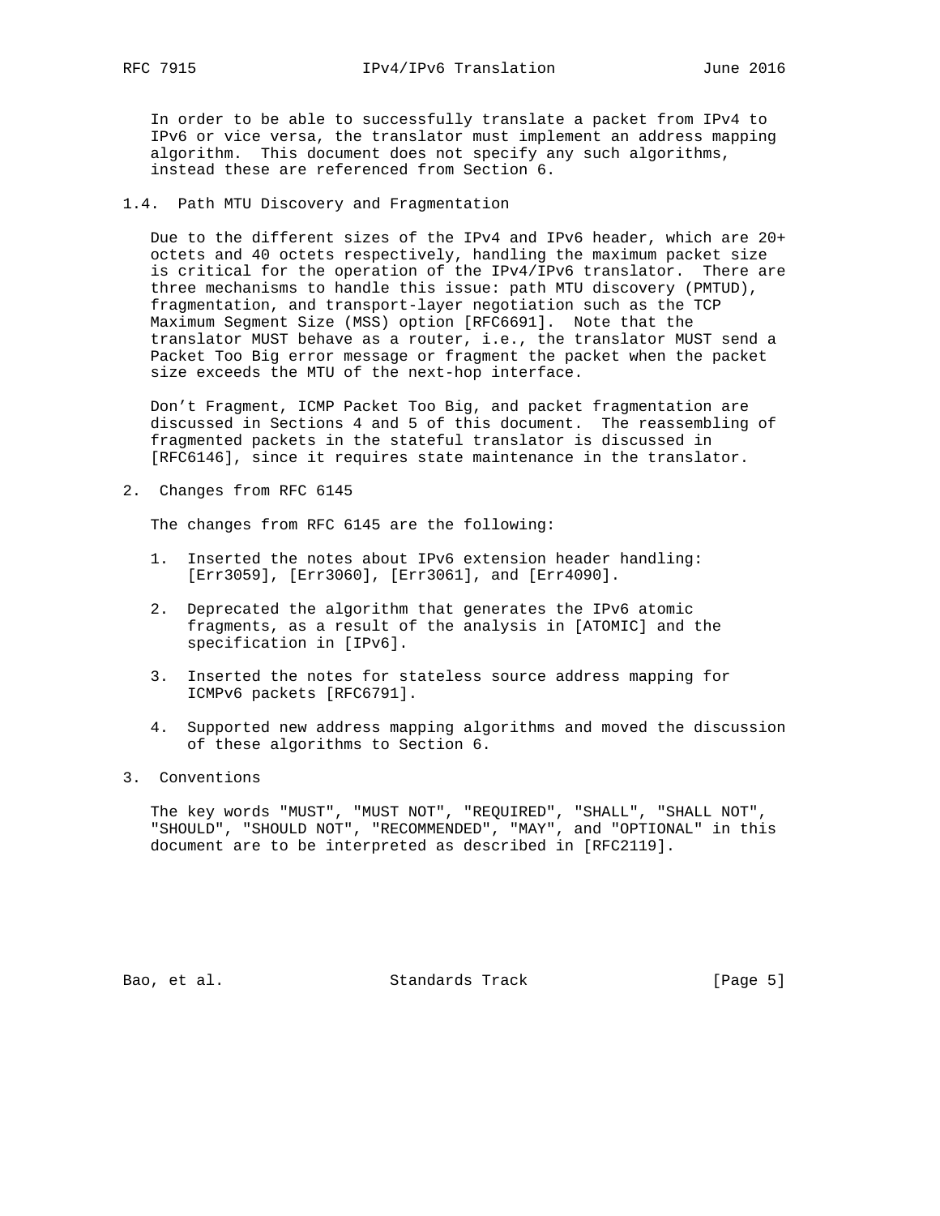In order to be able to successfully translate a packet from IPv4 to IPv6 or vice versa, the translator must implement an address mapping algorithm. This document does not specify any such algorithms, instead these are referenced from Section 6.

### 1.4. Path MTU Discovery and Fragmentation

Due to the different sizes of the IPv4 and IPv6 header, which are 20+ octets and 40 octets respectively, handling the maximum packet size is critical for the operation of the IPv4/IPv6 translator. There are three mechanisms to handle this issue: path MTU discovery (PMTUD), fragmentation, and transport-layer negotiation such as the TCP Maximum Segment Size (MSS) option [RFC6691]. Note that the translator MUST behave as a router, i.e., the translator MUST send a Packet Too Big error message or fragment the packet when the packet size exceeds the MTU of the next-hop interface.

Don't Fragment, ICMP Packet Too Big, and packet fragmentation are discussed in Sections 4 and 5 of this document. The reassembling of fragmented packets in the stateful translator is discussed in [RFC6146], since it requires state maintenance in the translator.

## 2. Changes from RFC 6145

The changes from RFC 6145 are the following:

1. Inserted the notes about IPv6 extension header handling: [Err3059], [Err3060], [Err3061], and [Err4090].

2. Deprecated the algorithm that generates the IPv6 atomic fragments, as a result of the analysis in [ATOMIC] and the specification in [IPv6].

3. Inserted the notes for stateless source address mapping for ICMPv6 packets [RFC6791].

4. Supported new address mapping algorithms and moved the discussion of these algorithms to Section 6.

## 3. Conventions

The key words "MUST", "MUST NOT", "REQUIRED", "SHALL", "SHALL NOT", "SHOULD", "SHOULD NOT", "RECOMMENDED", "MAY", and "OPTIONAL" in this document are to be interpreted as described in [RFC2119].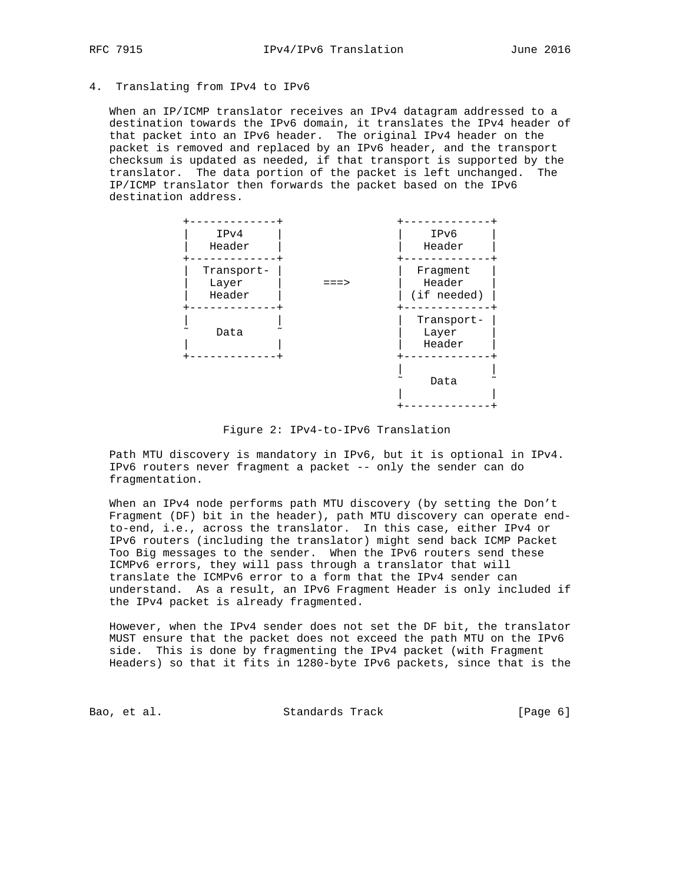## 4. Translating from IPv4 to IPv6

When an IP/ICMP translator receives an IPv4 datagram addressed to a destination towards the IPv6 domain, it translates the IPv4 header of that packet into an IPv6 header. The original IPv4 header on the packet is removed and replaced by an IPv6 header, and the transport checksum is updated as needed, if that transport is supported by the translator. The data portion of the packet is left unchanged. The IP/ICMP translator then forwards the packet based on the IPv6 destination address.

```
 +-------------+                 +-------------+
 |    IPv4     |                 |    IPv6     |
 |   Header    |                 |   Header    |
 +-------------+                 +-------------+
 | Transport-  |                 |  Fragment   |
 |   Layer     |      ===>       |   Header    |
 |   Header    |                 | (if needed) |
 +-------------+                 +-------------+
 |             |                 | Transport-  |
 ~    Data     ~                 |   Layer     |
 |             |                 |   Header    |
 +-------------+                 +-------------+
                                 |             |
                                 ~    Data     ~
                                 |             |
                                 +-------------+
```

Figure 2: IPv4-to-IPv6 Translation

Path MTU discovery is mandatory in IPv6, but it is optional in IPv4. IPv6 routers never fragment a packet -- only the sender can do fragmentation.

When an IPv4 node performs path MTU discovery (by setting the Don't Fragment (DF) bit in the header), path MTU discovery can operate end-to-end, i.e., across the translator. In this case, either IPv4 or IPv6 routers (including the translator) might send back ICMP Packet Too Big messages to the sender. When the IPv6 routers send these ICMPv6 errors, they will pass through a translator that will translate the ICMPv6 error to a form that the IPv4 sender can understand. As a result, an IPv6 Fragment Header is only included if the IPv4 packet is already fragmented.

However, when the IPv4 sender does not set the DF bit, the translator MUST ensure that the packet does not exceed the path MTU on the IPv6 side. This is done by fragmenting the IPv4 packet (with Fragment Headers) so that it fits in 1280-byte IPv6 packets, since that is the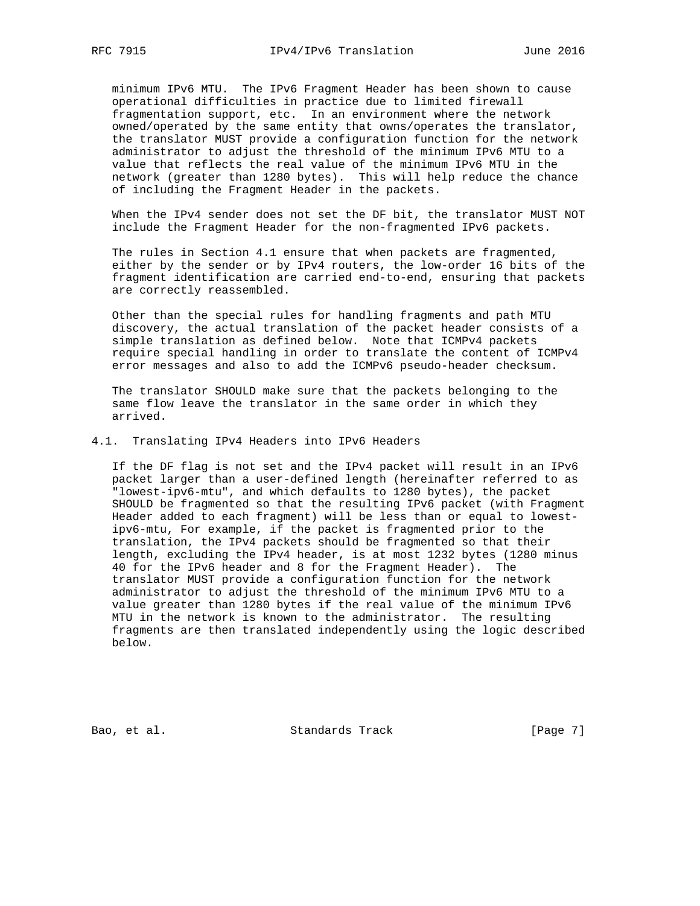minimum IPv6 MTU. The IPv6 Fragment Header has been shown to cause operational difficulties in practice due to limited firewall fragmentation support, etc. In an environment where the network owned/operated by the same entity that owns/operates the translator, the translator MUST provide a configuration function for the network administrator to adjust the threshold of the minimum IPv6 MTU to a value that reflects the real value of the minimum IPv6 MTU in the network (greater than 1280 bytes). This will help reduce the chance of including the Fragment Header in the packets.

When the IPv4 sender does not set the DF bit, the translator MUST NOT include the Fragment Header for the non-fragmented IPv6 packets.

The rules in Section 4.1 ensure that when packets are fragmented, either by the sender or by IPv4 routers, the low-order 16 bits of the fragment identification are carried end-to-end, ensuring that packets are correctly reassembled.

Other than the special rules for handling fragments and path MTU discovery, the actual translation of the packet header consists of a simple translation as defined below. Note that ICMPv4 packets require special handling in order to translate the content of ICMPv4 error messages and also to add the ICMPv6 pseudo-header checksum.

The translator SHOULD make sure that the packets belonging to the same flow leave the translator in the same order in which they arrived.

## 4.1. Translating IPv4 Headers into IPv6 Headers

If the DF flag is not set and the IPv4 packet will result in an IPv6 packet larger than a user-defined length (hereinafter referred to as "lowest-ipv6-mtu", and which defaults to 1280 bytes), the packet SHOULD be fragmented so that the resulting IPv6 packet (with Fragment Header added to each fragment) will be less than or equal to lowest-ipv6-mtu, For example, if the packet is fragmented prior to the translation, the IPv4 packets should be fragmented so that their length, excluding the IPv4 header, is at most 1232 bytes (1280 minus 40 for the IPv6 header and 8 for the Fragment Header). The translator MUST provide a configuration function for the network administrator to adjust the threshold of the minimum IPv6 MTU to a value greater than 1280 bytes if the real value of the minimum IPv6 MTU in the network is known to the administrator. The resulting fragments are then translated independently using the logic described below.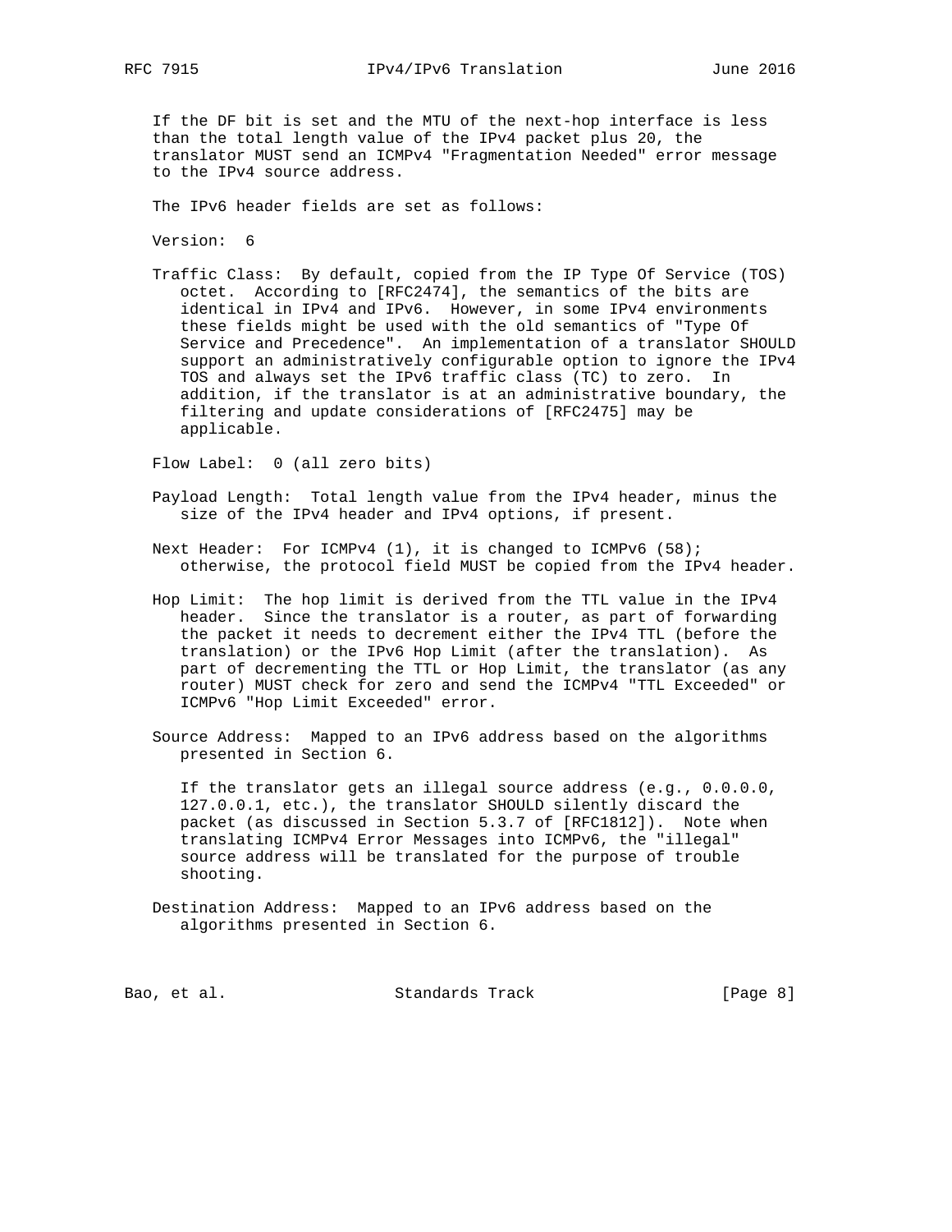If the DF bit is set and the MTU of the next-hop interface is less than the total length value of the IPv4 packet plus 20, the translator MUST send an ICMPv4 "Fragmentation Needed" error message to the IPv4 source address.

The IPv6 header fields are set as follows:

Version: 6

Traffic Class: By default, copied from the IP Type Of Service (TOS) octet. According to [RFC2474], the semantics of the bits are identical in IPv4 and IPv6. However, in some IPv4 environments these fields might be used with the old semantics of "Type Of Service and Precedence". An implementation of a translator SHOULD support an administratively configurable option to ignore the IPv4 TOS and always set the IPv6 traffic class (TC) to zero. In addition, if the translator is at an administrative boundary, the filtering and update considerations of [RFC2475] may be applicable.

Flow Label: 0 (all zero bits)

Payload Length: Total length value from the IPv4 header, minus the size of the IPv4 header and IPv4 options, if present.

Next Header: For ICMPv4 (1), it is changed to ICMPv6 (58); otherwise, the protocol field MUST be copied from the IPv4 header.

Hop Limit: The hop limit is derived from the TTL value in the IPv4 header. Since the translator is a router, as part of forwarding the packet it needs to decrement either the IPv4 TTL (before the translation) or the IPv6 Hop Limit (after the translation). As part of decrementing the TTL or Hop Limit, the translator (as any router) MUST check for zero and send the ICMPv4 "TTL Exceeded" or ICMPv6 "Hop Limit Exceeded" error.

Source Address: Mapped to an IPv6 address based on the algorithms presented in Section 6.

If the translator gets an illegal source address (e.g., 0.0.0.0, 127.0.0.1, etc.), the translator SHOULD silently discard the packet (as discussed in Section 5.3.7 of [RFC1812]). Note when translating ICMPv4 Error Messages into ICMPv6, the "illegal" source address will be translated for the purpose of trouble shooting.

Destination Address: Mapped to an IPv6 address based on the algorithms presented in Section 6.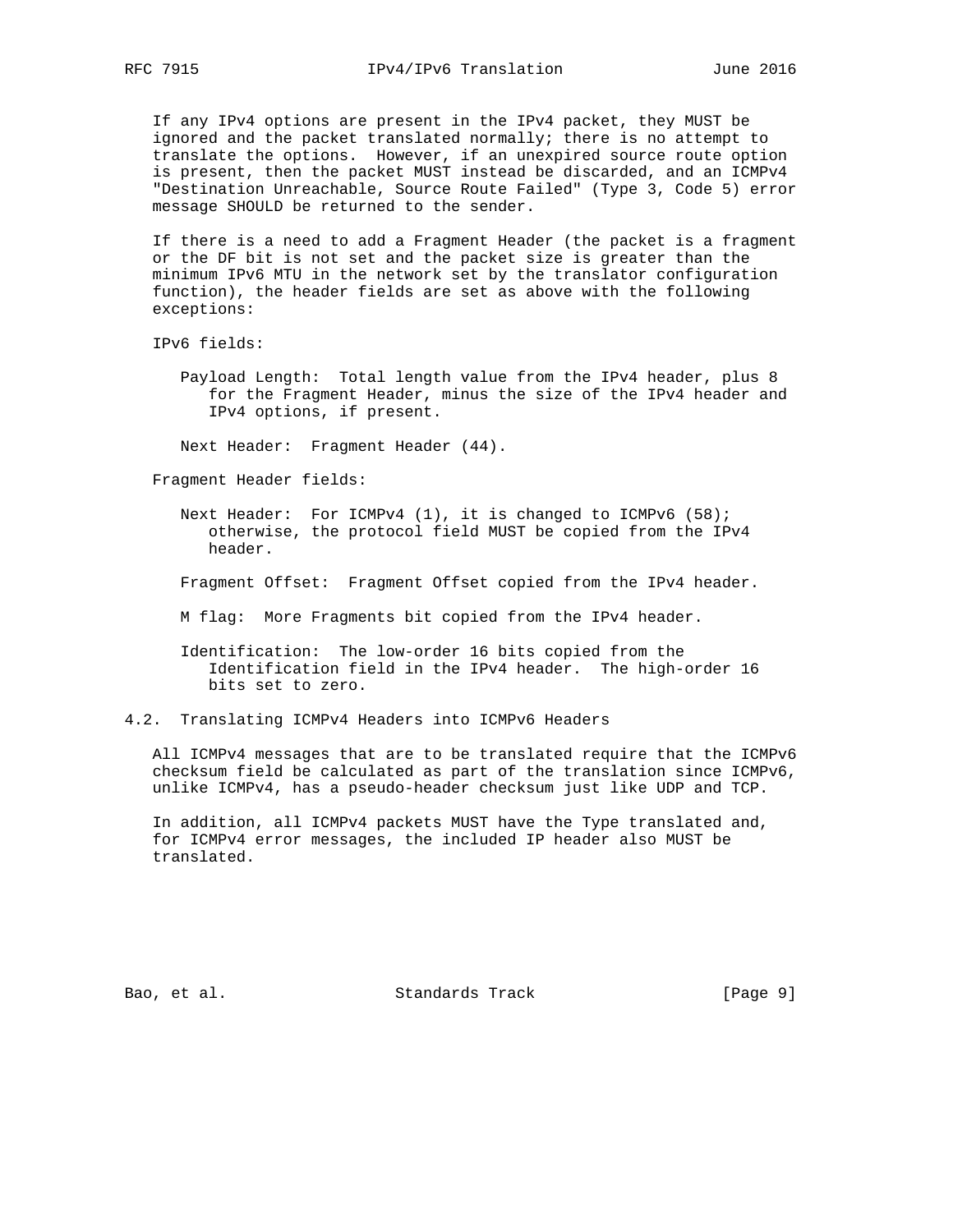If any IPv4 options are present in the IPv4 packet, they MUST be ignored and the packet translated normally; there is no attempt to translate the options. However, if an unexpired source route option is present, then the packet MUST instead be discarded, and an ICMPv4 "Destination Unreachable, Source Route Failed" (Type 3, Code 5) error message SHOULD be returned to the sender.

If there is a need to add a Fragment Header (the packet is a fragment or the DF bit is not set and the packet size is greater than the minimum IPv6 MTU in the network set by the translator configuration function), the header fields are set as above with the following exceptions:

IPv6 fields:

Payload Length: Total length value from the IPv4 header, plus 8 for the Fragment Header, minus the size of the IPv4 header and IPv4 options, if present.

Next Header: Fragment Header (44).

Fragment Header fields:

Next Header: For ICMPv4 (1), it is changed to ICMPv6 (58); otherwise, the protocol field MUST be copied from the IPv4 header.

Fragment Offset: Fragment Offset copied from the IPv4 header.

M flag: More Fragments bit copied from the IPv4 header.

Identification: The low-order 16 bits copied from the Identification field in the IPv4 header. The high-order 16 bits set to zero.

## 4.2. Translating ICMPv4 Headers into ICMPv6 Headers

All ICMPv4 messages that are to be translated require that the ICMPv6 checksum field be calculated as part of the translation since ICMPv6, unlike ICMPv4, has a pseudo-header checksum just like UDP and TCP.

In addition, all ICMPv4 packets MUST have the Type translated and, for ICMPv4 error messages, the included IP header also MUST be translated.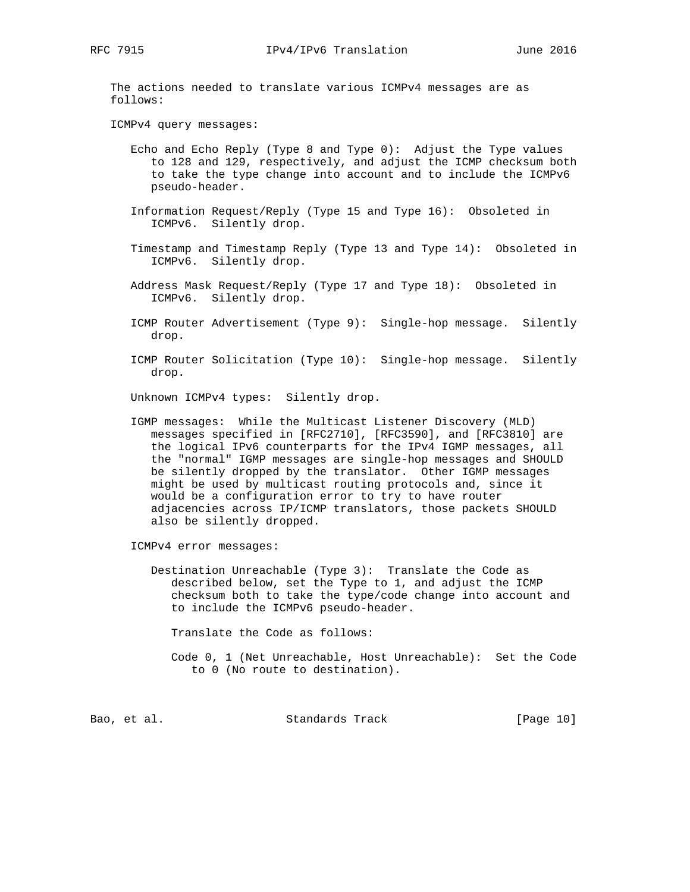The actions needed to translate various ICMPv4 messages are as follows:

ICMPv4 query messages:

Echo and Echo Reply (Type 8 and Type 0): Adjust the Type values to 128 and 129, respectively, and adjust the ICMP checksum both to take the type change into account and to include the ICMPv6 pseudo-header.

Information Request/Reply (Type 15 and Type 16): Obsoleted in ICMPv6. Silently drop.

Timestamp and Timestamp Reply (Type 13 and Type 14): Obsoleted in ICMPv6. Silently drop.

Address Mask Request/Reply (Type 17 and Type 18): Obsoleted in ICMPv6. Silently drop.

ICMP Router Advertisement (Type 9): Single-hop message. Silently drop.

ICMP Router Solicitation (Type 10): Single-hop message. Silently drop.

Unknown ICMPv4 types: Silently drop.

IGMP messages: While the Multicast Listener Discovery (MLD) messages specified in [RFC2710], [RFC3590], and [RFC3810] are the logical IPv6 counterparts for the IPv4 IGMP messages, all the "normal" IGMP messages are single-hop messages and SHOULD be silently dropped by the translator. Other IGMP messages might be used by multicast routing protocols and, since it would be a configuration error to try to have router adjacencies across IP/ICMP translators, those packets SHOULD also be silently dropped.

ICMPv4 error messages:

Destination Unreachable (Type 3): Translate the Code as described below, set the Type to 1, and adjust the ICMP checksum both to take the type/code change into account and to include the ICMPv6 pseudo-header.

Translate the Code as follows:

Code 0, 1 (Net Unreachable, Host Unreachable): Set the Code to 0 (No route to destination).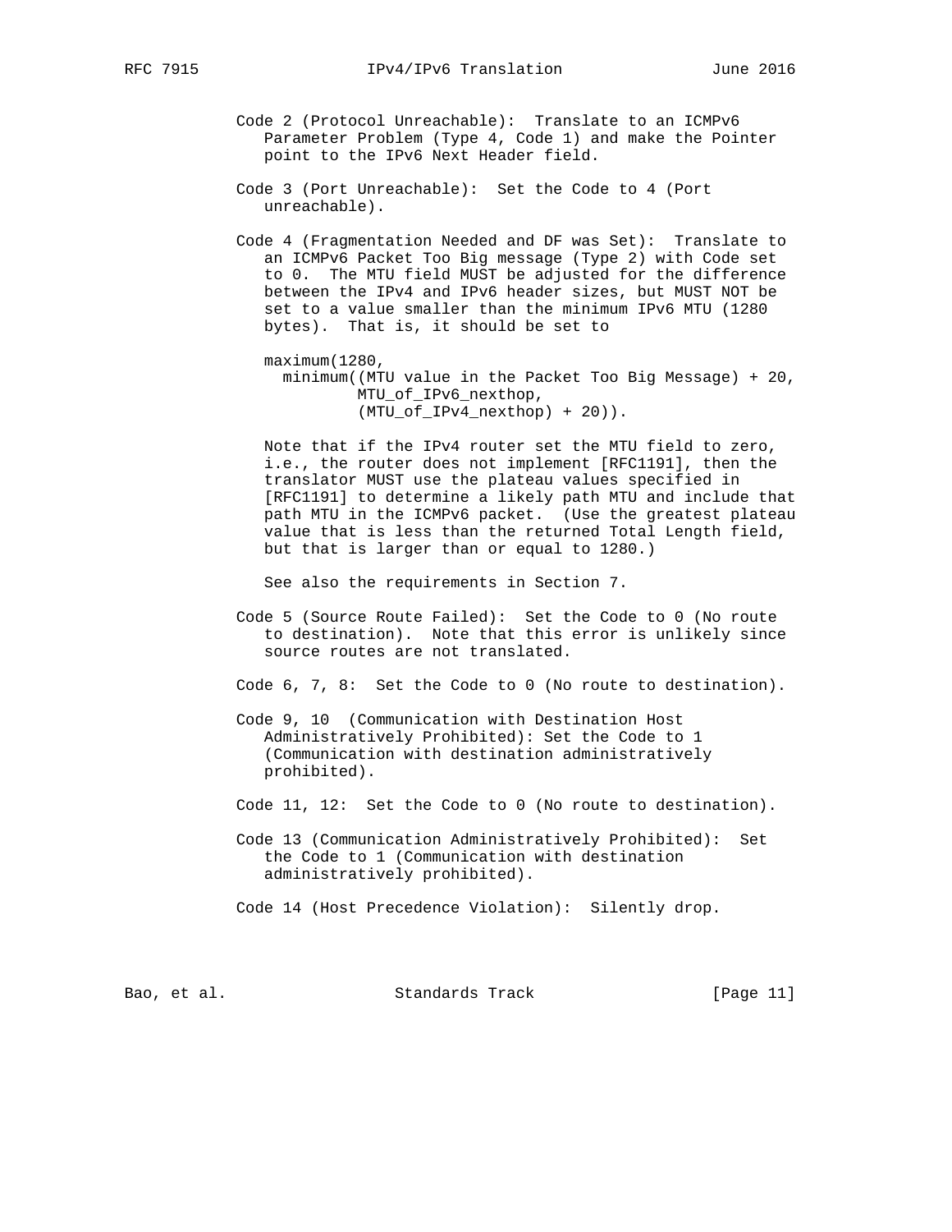Code 2 (Protocol Unreachable): Translate to an ICMPv6 Parameter Problem (Type 4, Code 1) and make the Pointer point to the IPv6 Next Header field.

Code 3 (Port Unreachable): Set the Code to 4 (Port unreachable).

Code 4 (Fragmentation Needed and DF was Set): Translate to an ICMPv6 Packet Too Big message (Type 2) with Code set to 0. The MTU field MUST be adjusted for the difference between the IPv4 and IPv6 header sizes, but MUST NOT be set to a value smaller than the minimum IPv6 MTU (1280 bytes). That is, it should be set to

```
maximum(1280,
  minimum((MTU value in the Packet Too Big Message) + 20,
          MTU_of_IPv6_nexthop,
          (MTU_of_IPv4_nexthop) + 20)).
```

Note that if the IPv4 router set the MTU field to zero, i.e., the router does not implement [RFC1191], then the translator MUST use the plateau values specified in [RFC1191] to determine a likely path MTU and include that path MTU in the ICMPv6 packet. (Use the greatest plateau value that is less than the returned Total Length field, but that is larger than or equal to 1280.)

See also the requirements in Section 7.

Code 5 (Source Route Failed): Set the Code to 0 (No route to destination). Note that this error is unlikely since source routes are not translated.

Code 6, 7, 8: Set the Code to 0 (No route to destination).

Code 9, 10 (Communication with Destination Host Administratively Prohibited): Set the Code to 1 (Communication with destination administratively prohibited).

Code 11, 12: Set the Code to 0 (No route to destination).

Code 13 (Communication Administratively Prohibited): Set the Code to 1 (Communication with destination administratively prohibited).

Code 14 (Host Precedence Violation): Silently drop.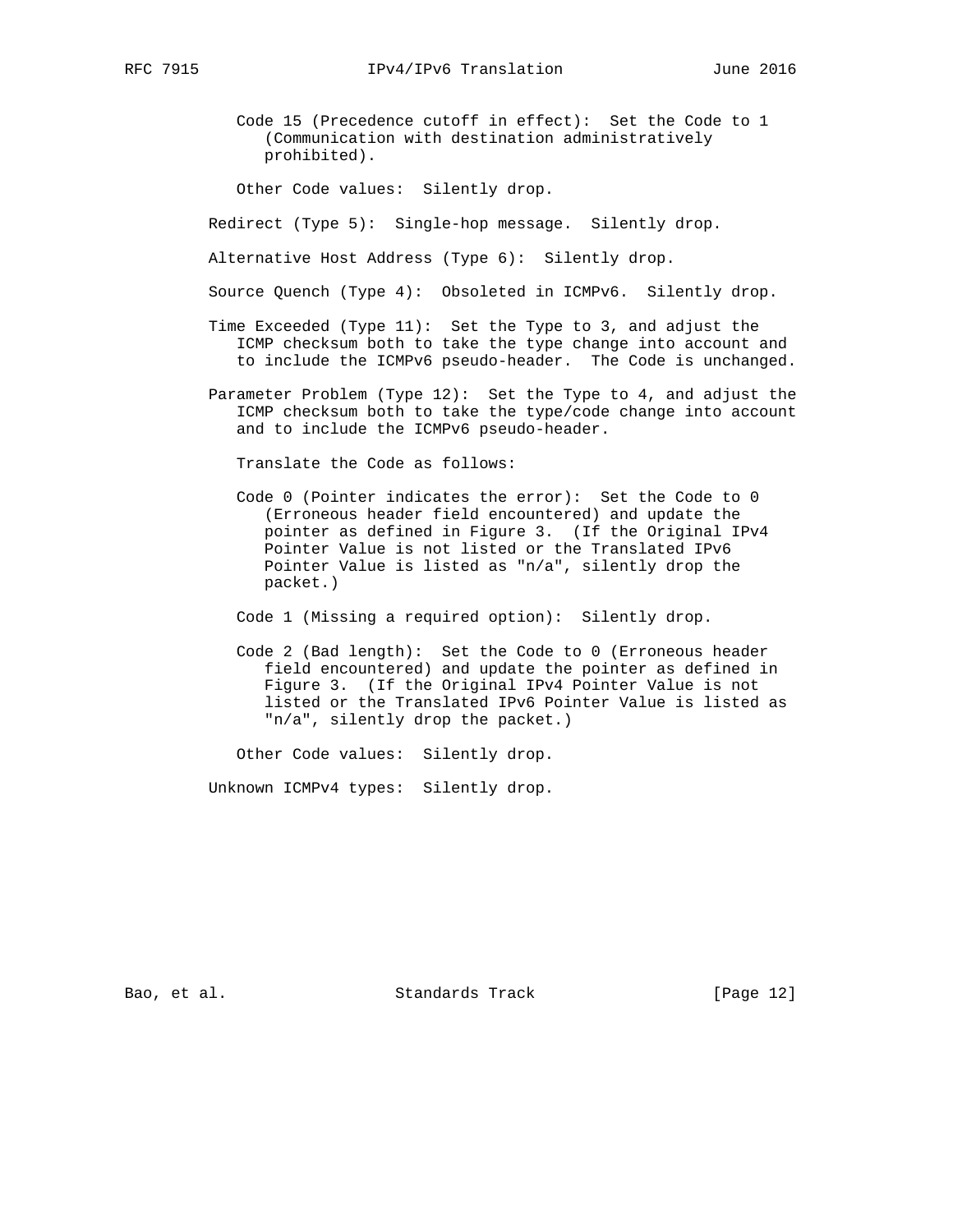Code 15 (Precedence cutoff in effect): Set the Code to 1 (Communication with destination administratively prohibited).

Other Code values: Silently drop.

Redirect (Type 5): Single-hop message. Silently drop.

Alternative Host Address (Type 6): Silently drop.

Source Quench (Type 4): Obsoleted in ICMPv6. Silently drop.

Time Exceeded (Type 11): Set the Type to 3, and adjust the ICMP checksum both to take the type change into account and to include the ICMPv6 pseudo-header. The Code is unchanged.

Parameter Problem (Type 12): Set the Type to 4, and adjust the ICMP checksum both to take the type/code change into account and to include the ICMPv6 pseudo-header.

Translate the Code as follows:

Code 0 (Pointer indicates the error): Set the Code to 0 (Erroneous header field encountered) and update the pointer as defined in Figure 3. (If the Original IPv4 Pointer Value is not listed or the Translated IPv6 Pointer Value is listed as "n/a", silently drop the packet.)

Code 1 (Missing a required option): Silently drop.

Code 2 (Bad length): Set the Code to 0 (Erroneous header field encountered) and update the pointer as defined in Figure 3. (If the Original IPv4 Pointer Value is not listed or the Translated IPv6 Pointer Value is listed as "n/a", silently drop the packet.)

Other Code values: Silently drop.

Unknown ICMPv4 types: Silently drop.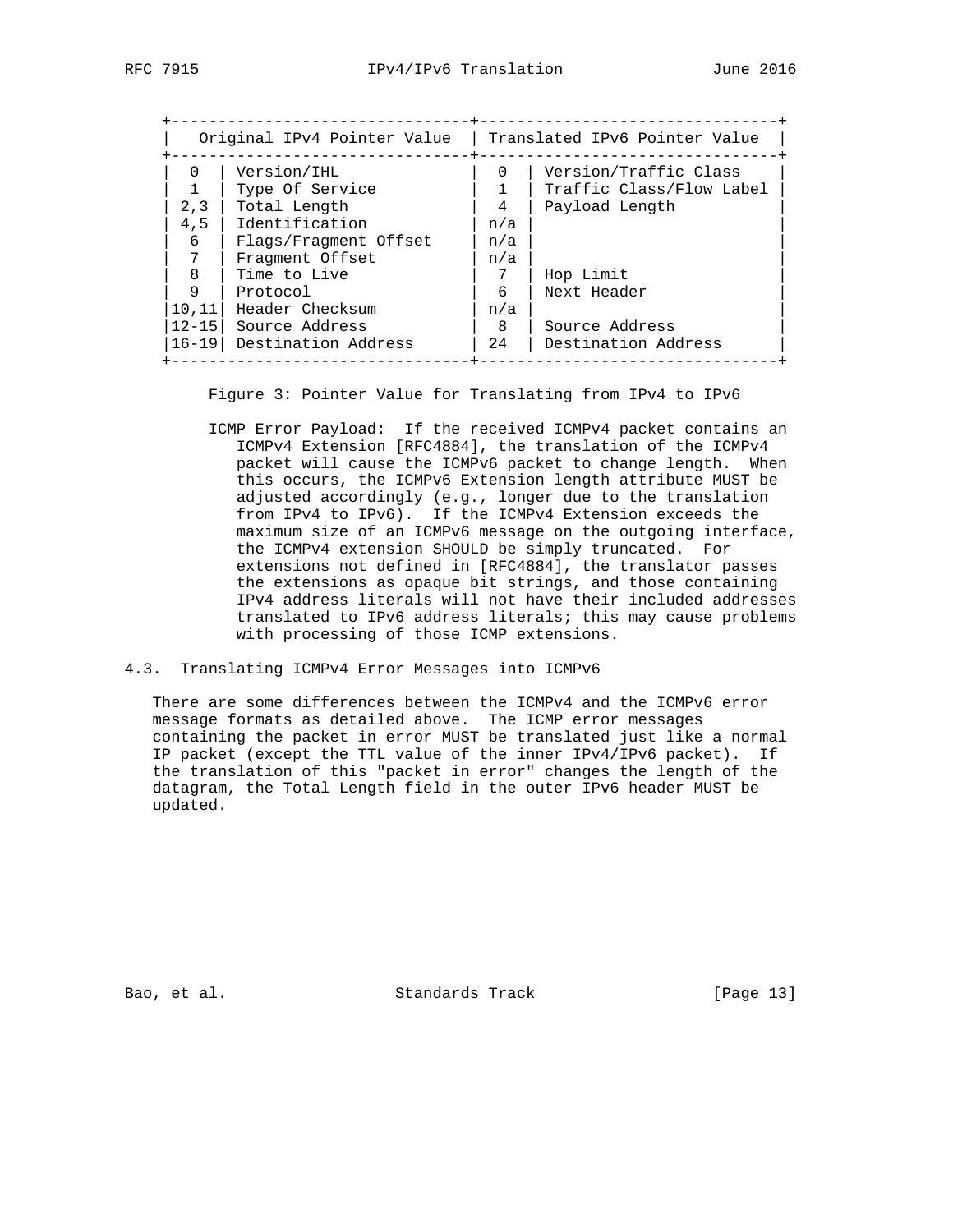| Original IPv4 Pointer Value | | Translated IPv6 Pointer Value | |
|---|---|---|---|
| 0 | Version/IHL | 0 | Version/Traffic Class |
| 1 | Type Of Service | 1 | Traffic Class/Flow Label |
| 2,3 | Total Length | 4 | Payload Length |
| 4,5 | Identification | n/a | |
| 6 | Flags/Fragment Offset | n/a | |
| 7 | Fragment Offset | n/a | |
| 8 | Time to Live | 7 | Hop Limit |
| 9 | Protocol | 6 | Next Header |
| 10,11 | Header Checksum | n/a | |
| 12-15 | Source Address | 8 | Source Address |
| 16-19 | Destination Address | 24 | Destination Address |

Figure 3: Pointer Value for Translating from IPv4 to IPv6

ICMP Error Payload: If the received ICMPv4 packet contains an ICMPv4 Extension [RFC4884], the translation of the ICMPv4 packet will cause the ICMPv6 packet to change length. When this occurs, the ICMPv6 Extension length attribute MUST be adjusted accordingly (e.g., longer due to the translation from IPv4 to IPv6). If the ICMPv4 Extension exceeds the maximum size of an ICMPv6 message on the outgoing interface, the ICMPv4 extension SHOULD be simply truncated. For extensions not defined in [RFC4884], the translator passes the extensions as opaque bit strings, and those containing IPv4 address literals will not have their included addresses translated to IPv6 address literals; this may cause problems with processing of those ICMP extensions.

## 4.3. Translating ICMPv4 Error Messages into ICMPv6

There are some differences between the ICMPv4 and the ICMPv6 error message formats as detailed above. The ICMP error messages containing the packet in error MUST be translated just like a normal IP packet (except the TTL value of the inner IPv4/IPv6 packet). If the translation of this "packet in error" changes the length of the datagram, the Total Length field in the outer IPv6 header MUST be updated.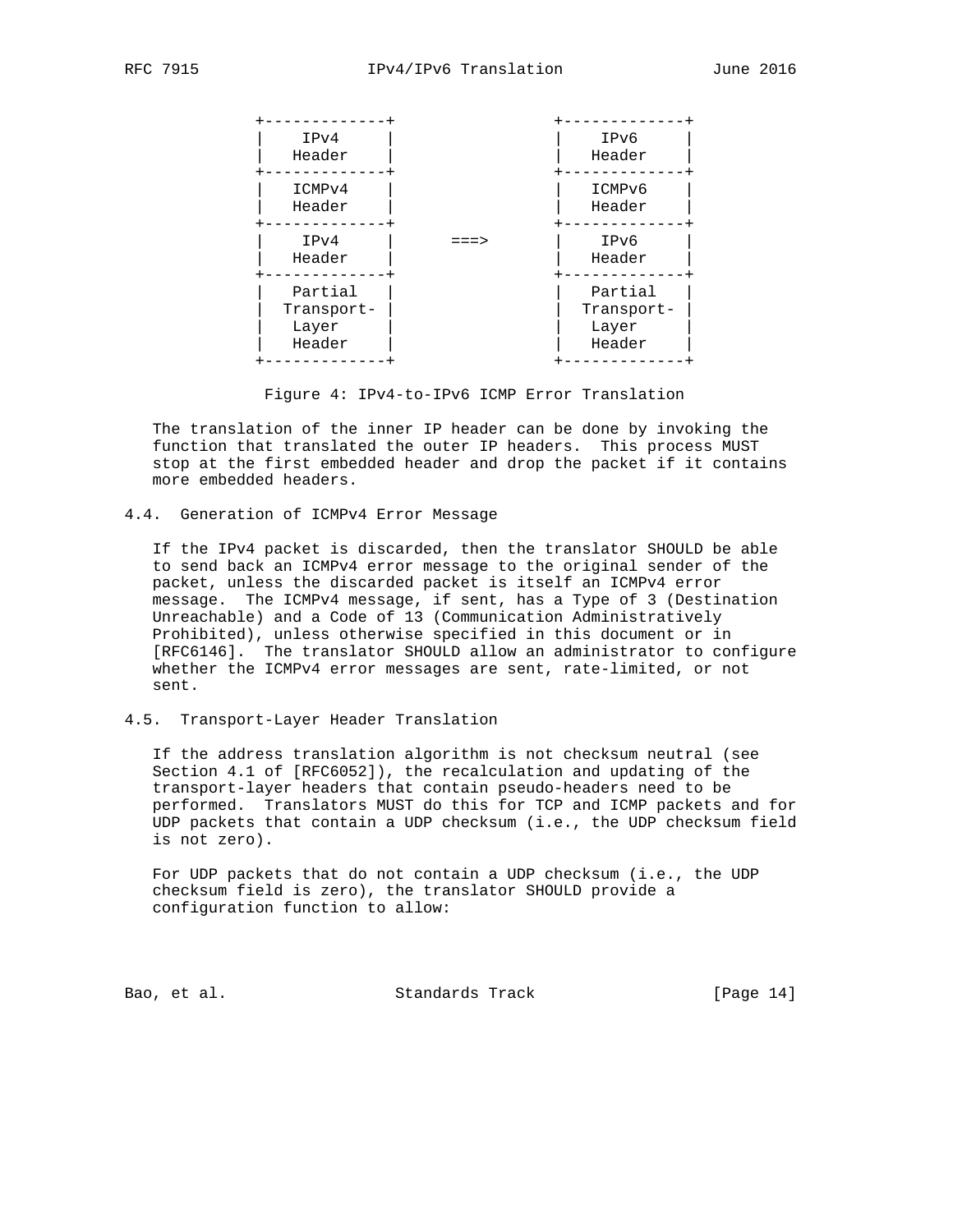```
      +-------------+                 +-------------+
      |    IPv4     |                 |    IPv6     |
      |   Header    |                 |   Header    |
      +-------------+                 +-------------+
      |   ICMPv4    |                 |   ICMPv6    |
      |   Header    |                 |   Header    |
      +-------------+                 +-------------+
      |    IPv4     |      ===>       |    IPv6     |
      |   Header    |                 |   Header    |
      +-------------+                 +-------------+
      |   Partial   |                 |   Partial   |
      | Transport-  |                 | Transport-  |
      |   Layer     |                 |   Layer     |
      |   Header    |                 |   Header    |
      +-------------+                 +-------------+
```

Figure 4: IPv4-to-IPv6 ICMP Error Translation

The translation of the inner IP header can be done by invoking the function that translated the outer IP headers. This process MUST stop at the first embedded header and drop the packet if it contains more embedded headers.

### 4.4. Generation of ICMPv4 Error Message

If the IPv4 packet is discarded, then the translator SHOULD be able to send back an ICMPv4 error message to the original sender of the packet, unless the discarded packet is itself an ICMPv4 error message. The ICMPv4 message, if sent, has a Type of 3 (Destination Unreachable) and a Code of 13 (Communication Administratively Prohibited), unless otherwise specified in this document or in [RFC6146]. The translator SHOULD allow an administrator to configure whether the ICMPv4 error messages are sent, rate-limited, or not sent.

### 4.5. Transport-Layer Header Translation

If the address translation algorithm is not checksum neutral (see Section 4.1 of [RFC6052]), the recalculation and updating of the transport-layer headers that contain pseudo-headers need to be performed. Translators MUST do this for TCP and ICMP packets and for UDP packets that contain a UDP checksum (i.e., the UDP checksum field is not zero).

For UDP packets that do not contain a UDP checksum (i.e., the UDP checksum field is zero), the translator SHOULD provide a configuration function to allow: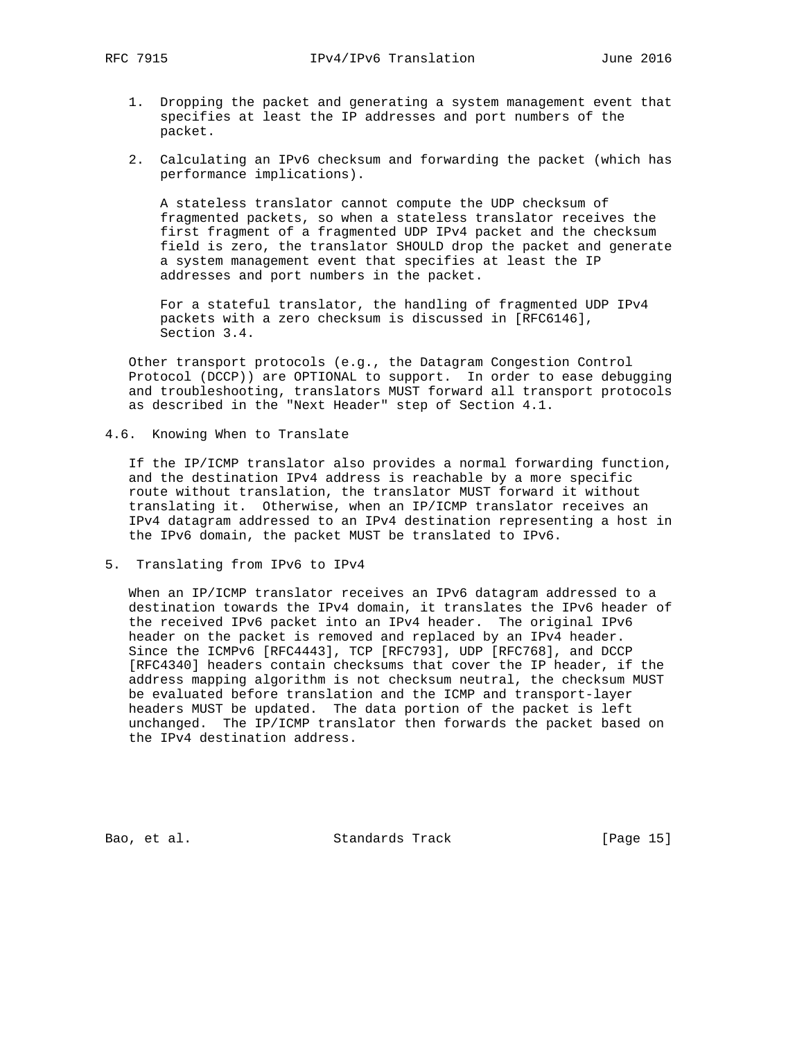1. Dropping the packet and generating a system management event that specifies at least the IP addresses and port numbers of the packet.

2. Calculating an IPv6 checksum and forwarding the packet (which has performance implications).

   A stateless translator cannot compute the UDP checksum of fragmented packets, so when a stateless translator receives the first fragment of a fragmented UDP IPv4 packet and the checksum field is zero, the translator SHOULD drop the packet and generate a system management event that specifies at least the IP addresses and port numbers in the packet.

   For a stateful translator, the handling of fragmented UDP IPv4 packets with a zero checksum is discussed in [RFC6146], Section 3.4.

Other transport protocols (e.g., the Datagram Congestion Control Protocol (DCCP)) are OPTIONAL to support. In order to ease debugging and troubleshooting, translators MUST forward all transport protocols as described in the "Next Header" step of Section 4.1.

### 4.6. Knowing When to Translate

If the IP/ICMP translator also provides a normal forwarding function, and the destination IPv4 address is reachable by a more specific route without translation, the translator MUST forward it without translating it. Otherwise, when an IP/ICMP translator receives an IPv4 datagram addressed to an IPv4 destination representing a host in the IPv6 domain, the packet MUST be translated to IPv6.

## 5. Translating from IPv6 to IPv4

When an IP/ICMP translator receives an IPv6 datagram addressed to a destination towards the IPv4 domain, it translates the IPv6 header of the received IPv6 packet into an IPv4 header. The original IPv6 header on the packet is removed and replaced by an IPv4 header. Since the ICMPv6 [RFC4443], TCP [RFC793], UDP [RFC768], and DCCP [RFC4340] headers contain checksums that cover the IP header, if the address mapping algorithm is not checksum neutral, the checksum MUST be evaluated before translation and the ICMP and transport-layer headers MUST be updated. The data portion of the packet is left unchanged. The IP/ICMP translator then forwards the packet based on the IPv4 destination address.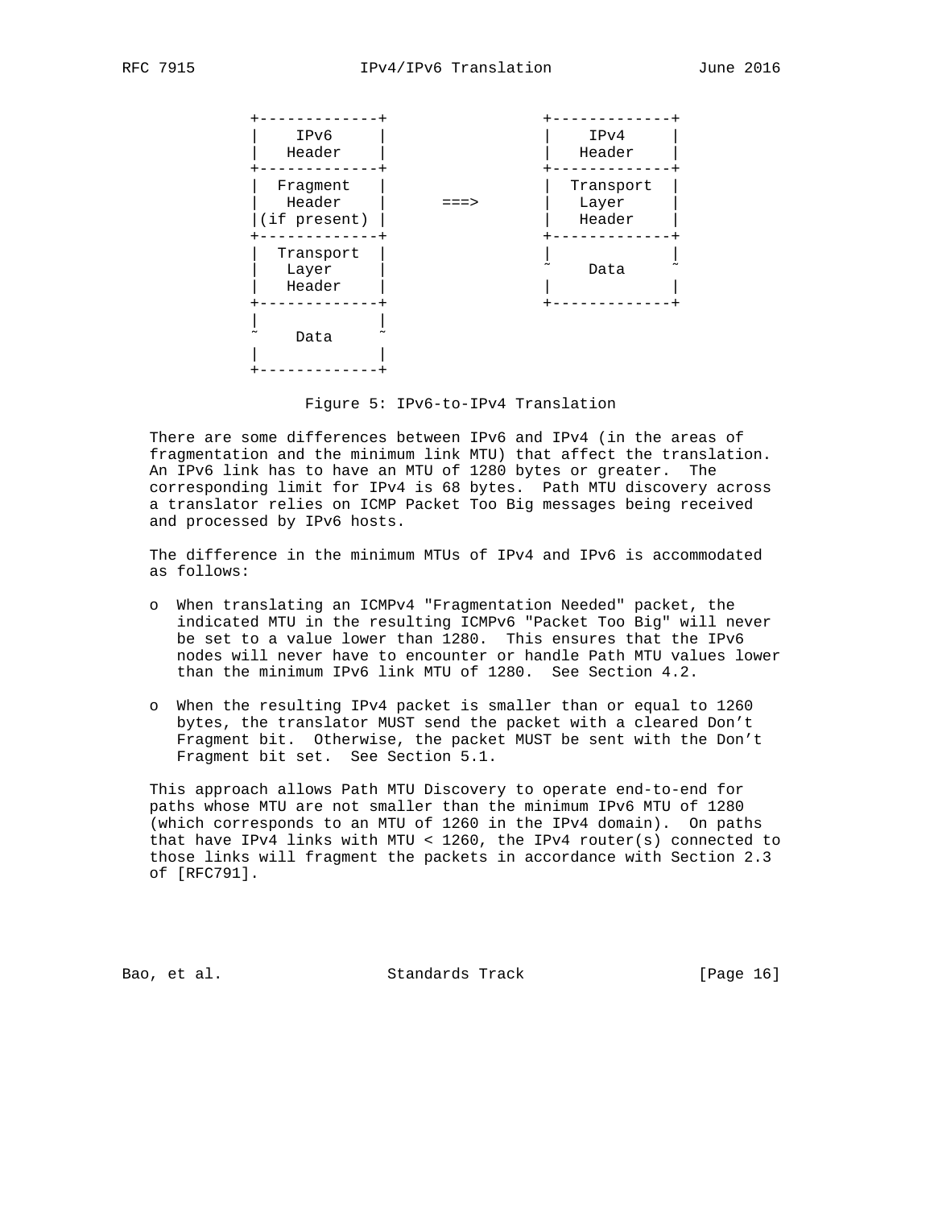```
   +-------------+                 +-------------+
   |    IPv6     |                 |    IPv4     |
   |   Header    |                 |   Header    |
   +-------------+                 +-------------+
   |  Fragment   |                 |  Transport  |
   |   Header    |      ===>       |   Layer     |
   |(if present) |                 |   Header    |
   +-------------+                 +-------------+
   |  Transport  |                 |             |
   |   Layer     |                 ~    Data     ~
   |   Header    |                 |             |
   +-------------+                 +-------------+
   |             |
   ~    Data     ~
   |             |
   +-------------+
```

Figure 5: IPv6-to-IPv4 Translation

There are some differences between IPv6 and IPv4 (in the areas of fragmentation and the minimum link MTU) that affect the translation. An IPv6 link has to have an MTU of 1280 bytes or greater. The corresponding limit for IPv4 is 68 bytes. Path MTU discovery across a translator relies on ICMP Packet Too Big messages being received and processed by IPv6 hosts.

The difference in the minimum MTUs of IPv4 and IPv6 is accommodated as follows:

- When translating an ICMPv4 "Fragmentation Needed" packet, the indicated MTU in the resulting ICMPv6 "Packet Too Big" will never be set to a value lower than 1280. This ensures that the IPv6 nodes will never have to encounter or handle Path MTU values lower than the minimum IPv6 link MTU of 1280. See Section 4.2.

- When the resulting IPv4 packet is smaller than or equal to 1260 bytes, the translator MUST send the packet with a cleared Don't Fragment bit. Otherwise, the packet MUST be sent with the Don't Fragment bit set. See Section 5.1.

This approach allows Path MTU Discovery to operate end-to-end for paths whose MTU are not smaller than the minimum IPv6 MTU of 1280 (which corresponds to an MTU of 1260 in the IPv4 domain). On paths that have IPv4 links with MTU < 1260, the IPv4 router(s) connected to those links will fragment the packets in accordance with Section 2.3 of [RFC791].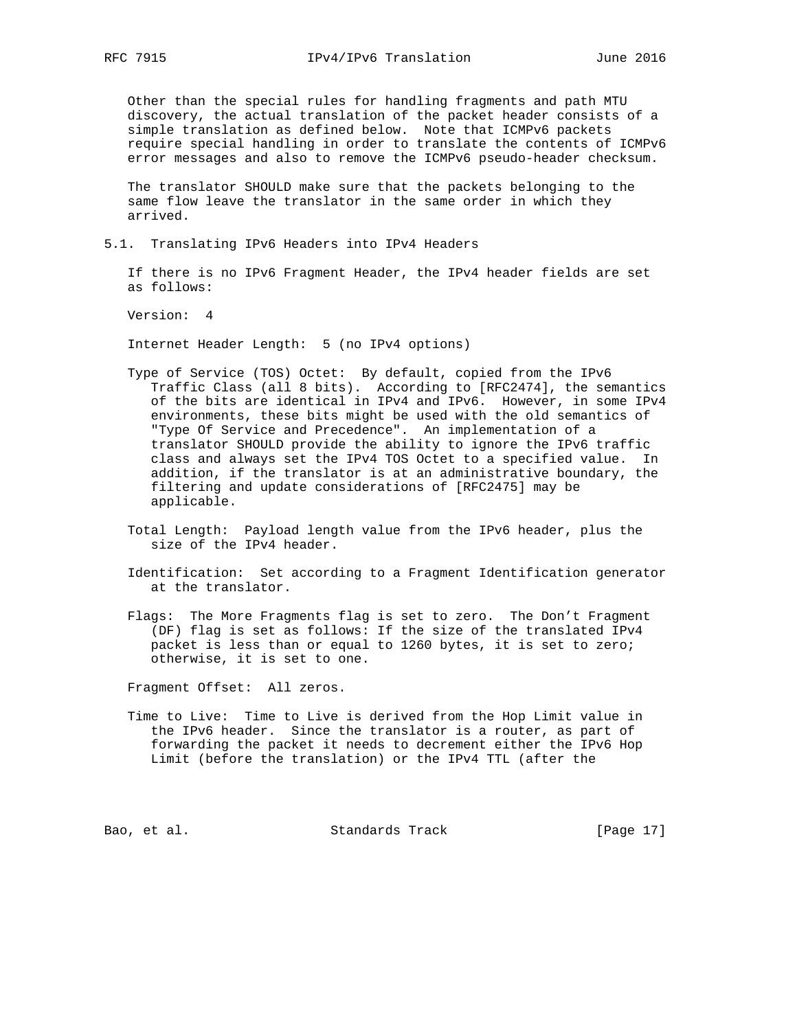Other than the special rules for handling fragments and path MTU discovery, the actual translation of the packet header consists of a simple translation as defined below. Note that ICMPv6 packets require special handling in order to translate the contents of ICMPv6 error messages and also to remove the ICMPv6 pseudo-header checksum.

The translator SHOULD make sure that the packets belonging to the same flow leave the translator in the same order in which they arrived.

## 5.1. Translating IPv6 Headers into IPv4 Headers

If there is no IPv6 Fragment Header, the IPv4 header fields are set as follows:

Version: 4

Internet Header Length: 5 (no IPv4 options)

Type of Service (TOS) Octet: By default, copied from the IPv6 Traffic Class (all 8 bits). According to [RFC2474], the semantics of the bits are identical in IPv4 and IPv6. However, in some IPv4 environments, these bits might be used with the old semantics of "Type Of Service and Precedence". An implementation of a translator SHOULD provide the ability to ignore the IPv6 traffic class and always set the IPv4 TOS Octet to a specified value. In addition, if the translator is at an administrative boundary, the filtering and update considerations of [RFC2475] may be applicable.

Total Length: Payload length value from the IPv6 header, plus the size of the IPv4 header.

Identification: Set according to a Fragment Identification generator at the translator.

Flags: The More Fragments flag is set to zero. The Don't Fragment (DF) flag is set as follows: If the size of the translated IPv4 packet is less than or equal to 1260 bytes, it is set to zero; otherwise, it is set to one.

Fragment Offset: All zeros.

Time to Live: Time to Live is derived from the Hop Limit value in the IPv6 header. Since the translator is a router, as part of forwarding the packet it needs to decrement either the IPv6 Hop Limit (before the translation) or the IPv4 TTL (after the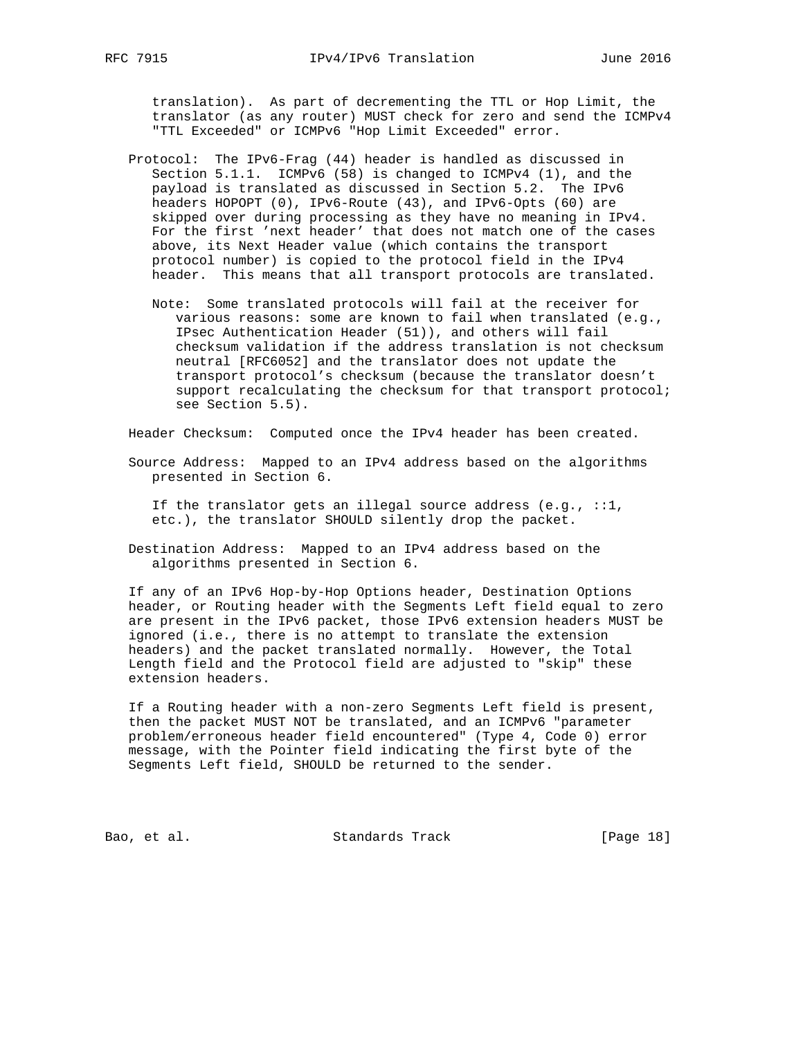translation). As part of decrementing the TTL or Hop Limit, the translator (as any router) MUST check for zero and send the ICMPv4 "TTL Exceeded" or ICMPv6 "Hop Limit Exceeded" error.

Protocol: The IPv6-Frag (44) header is handled as discussed in Section 5.1.1. ICMPv6 (58) is changed to ICMPv4 (1), and the payload is translated as discussed in Section 5.2. The IPv6 headers HOPOPT (0), IPv6-Route (43), and IPv6-Opts (60) are skipped over during processing as they have no meaning in IPv4. For the first 'next header' that does not match one of the cases above, its Next Header value (which contains the transport protocol number) is copied to the protocol field in the IPv4 header. This means that all transport protocols are translated.

> Note: Some translated protocols will fail at the receiver for various reasons: some are known to fail when translated (e.g., IPsec Authentication Header (51)), and others will fail checksum validation if the address translation is not checksum neutral [RFC6052] and the translator does not update the transport protocol's checksum (because the translator doesn't support recalculating the checksum for that transport protocol; see Section 5.5).

Header Checksum: Computed once the IPv4 header has been created.

Source Address: Mapped to an IPv4 address based on the algorithms presented in Section 6.

If the translator gets an illegal source address (e.g., ::1, etc.), the translator SHOULD silently drop the packet.

Destination Address: Mapped to an IPv4 address based on the algorithms presented in Section 6.

If any of an IPv6 Hop-by-Hop Options header, Destination Options header, or Routing header with the Segments Left field equal to zero are present in the IPv6 packet, those IPv6 extension headers MUST be ignored (i.e., there is no attempt to translate the extension headers) and the packet translated normally. However, the Total Length field and the Protocol field are adjusted to "skip" these extension headers.

If a Routing header with a non-zero Segments Left field is present, then the packet MUST NOT be translated, and an ICMPv6 "parameter problem/erroneous header field encountered" (Type 4, Code 0) error message, with the Pointer field indicating the first byte of the Segments Left field, SHOULD be returned to the sender.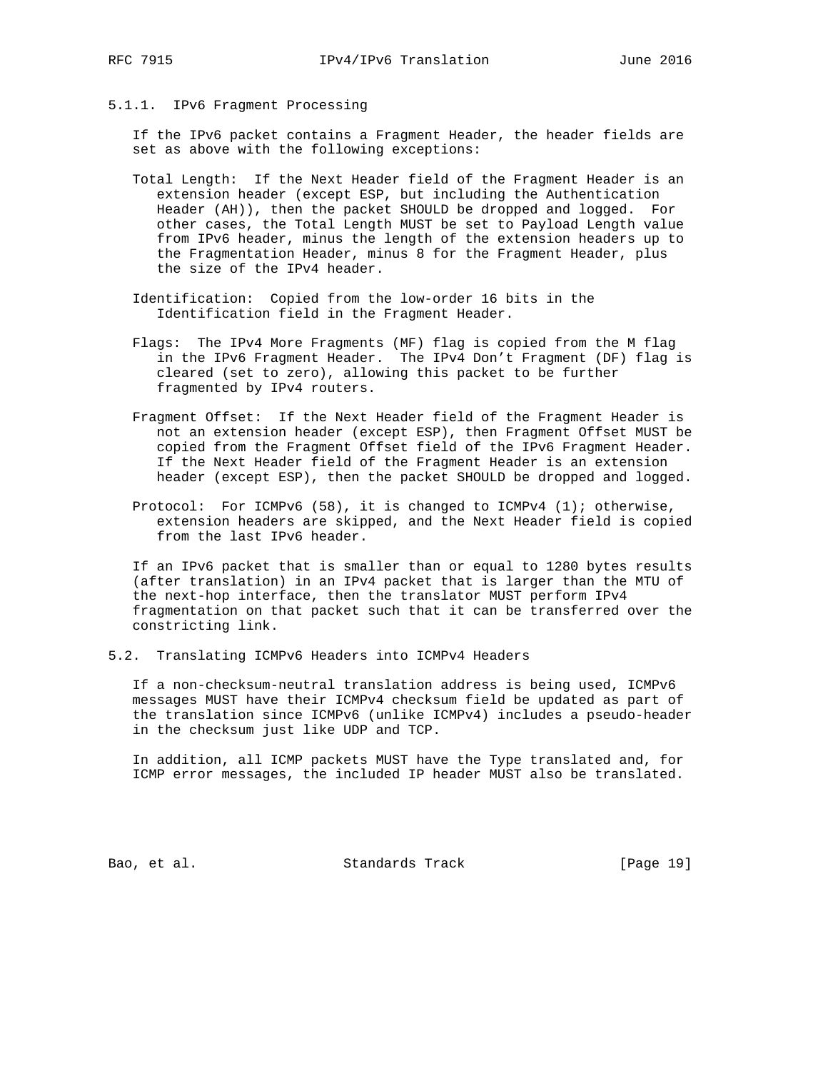### 5.1.1. IPv6 Fragment Processing

If the IPv6 packet contains a Fragment Header, the header fields are set as above with the following exceptions:

Total Length: If the Next Header field of the Fragment Header is an extension header (except ESP, but including the Authentication Header (AH)), then the packet SHOULD be dropped and logged. For other cases, the Total Length MUST be set to Payload Length value from IPv6 header, minus the length of the extension headers up to the Fragmentation Header, minus 8 for the Fragment Header, plus the size of the IPv4 header.

Identification: Copied from the low-order 16 bits in the Identification field in the Fragment Header.

Flags: The IPv4 More Fragments (MF) flag is copied from the M flag in the IPv6 Fragment Header. The IPv4 Don't Fragment (DF) flag is cleared (set to zero), allowing this packet to be further fragmented by IPv4 routers.

Fragment Offset: If the Next Header field of the Fragment Header is not an extension header (except ESP), then Fragment Offset MUST be copied from the Fragment Offset field of the IPv6 Fragment Header. If the Next Header field of the Fragment Header is an extension header (except ESP), then the packet SHOULD be dropped and logged.

Protocol: For ICMPv6 (58), it is changed to ICMPv4 (1); otherwise, extension headers are skipped, and the Next Header field is copied from the last IPv6 header.

If an IPv6 packet that is smaller than or equal to 1280 bytes results (after translation) in an IPv4 packet that is larger than the MTU of the next-hop interface, then the translator MUST perform IPv4 fragmentation on that packet such that it can be transferred over the constricting link.

## 5.2. Translating ICMPv6 Headers into ICMPv4 Headers

If a non-checksum-neutral translation address is being used, ICMPv6 messages MUST have their ICMPv4 checksum field be updated as part of the translation since ICMPv6 (unlike ICMPv4) includes a pseudo-header in the checksum just like UDP and TCP.

In addition, all ICMP packets MUST have the Type translated and, for ICMP error messages, the included IP header MUST also be translated.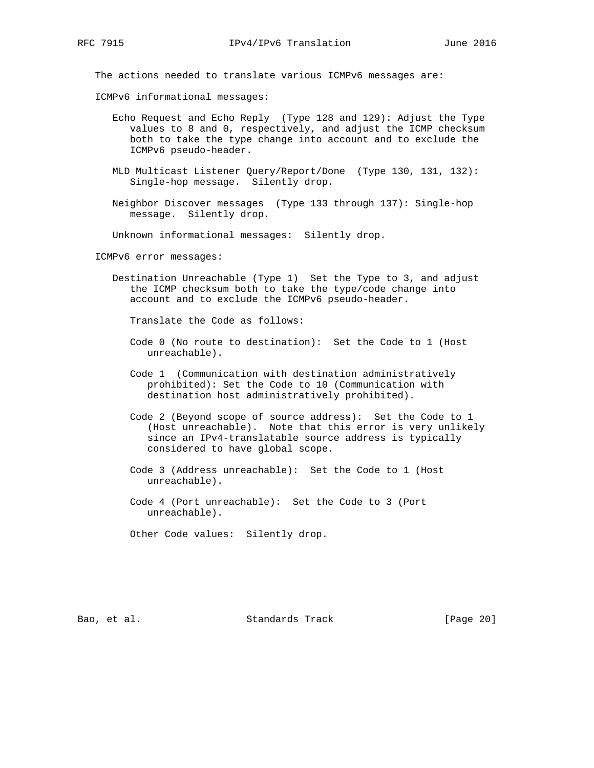The actions needed to translate various ICMPv6 messages are:

ICMPv6 informational messages:

- Echo Request and Echo Reply (Type 128 and 129): Adjust the Type values to 8 and 0, respectively, and adjust the ICMP checksum both to take the type change into account and to exclude the ICMPv6 pseudo-header.

- MLD Multicast Listener Query/Report/Done (Type 130, 131, 132): Single-hop message. Silently drop.

- Neighbor Discover messages (Type 133 through 137): Single-hop message. Silently drop.

- Unknown informational messages: Silently drop.

ICMPv6 error messages:

- Destination Unreachable (Type 1) Set the Type to 3, and adjust the ICMP checksum both to take the type/code change into account and to exclude the ICMPv6 pseudo-header.

  Translate the Code as follows:

  - Code 0 (No route to destination): Set the Code to 1 (Host unreachable).

  - Code 1 (Communication with destination administratively prohibited): Set the Code to 10 (Communication with destination host administratively prohibited).

  - Code 2 (Beyond scope of source address): Set the Code to 1 (Host unreachable). Note that this error is very unlikely since an IPv4-translatable source address is typically considered to have global scope.

  - Code 3 (Address unreachable): Set the Code to 1 (Host unreachable).

  - Code 4 (Port unreachable): Set the Code to 3 (Port unreachable).

  - Other Code values: Silently drop.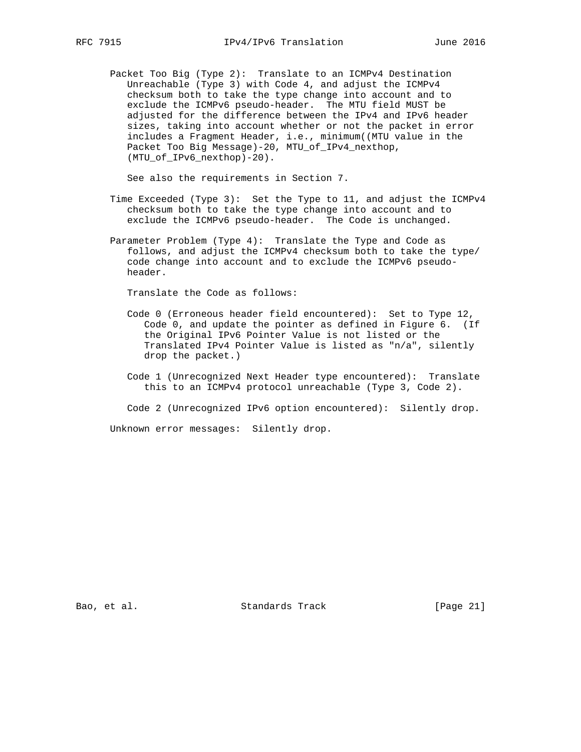Packet Too Big (Type 2): Translate to an ICMPv4 Destination Unreachable (Type 3) with Code 4, and adjust the ICMPv4 checksum both to take the type change into account and to exclude the ICMPv6 pseudo-header. The MTU field MUST be adjusted for the difference between the IPv4 and IPv6 header sizes, taking into account whether or not the packet in error includes a Fragment Header, i.e., minimum((MTU value in the Packet Too Big Message)-20, MTU_of_IPv4_nexthop, (MTU_of_IPv6_nexthop)-20).

See also the requirements in Section 7.

Time Exceeded (Type 3): Set the Type to 11, and adjust the ICMPv4 checksum both to take the type change into account and to exclude the ICMPv6 pseudo-header. The Code is unchanged.

Parameter Problem (Type 4): Translate the Type and Code as follows, and adjust the ICMPv4 checksum both to take the type/code change into account and to exclude the ICMPv6 pseudo-header.

Translate the Code as follows:

Code 0 (Erroneous header field encountered): Set to Type 12, Code 0, and update the pointer as defined in Figure 6. (If the Original IPv6 Pointer Value is not listed or the Translated IPv4 Pointer Value is listed as "n/a", silently drop the packet.)

Code 1 (Unrecognized Next Header type encountered): Translate this to an ICMPv4 protocol unreachable (Type 3, Code 2).

Code 2 (Unrecognized IPv6 option encountered): Silently drop.

Unknown error messages: Silently drop.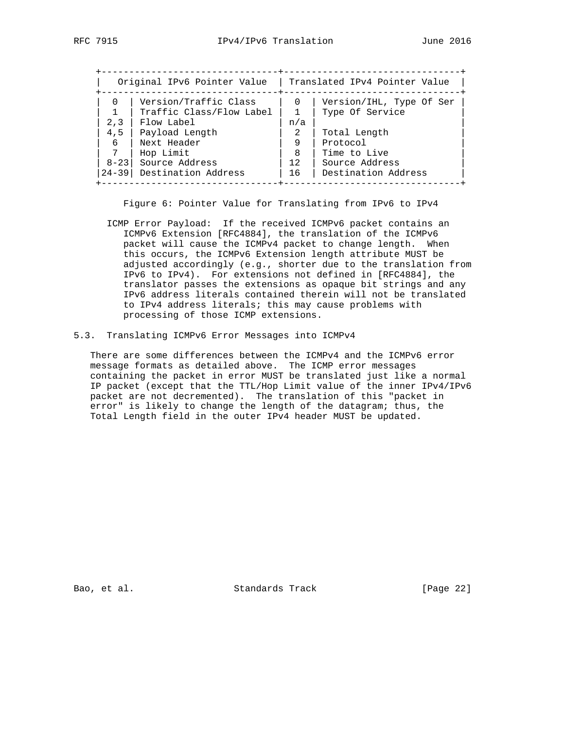| Original IPv6 Pointer Value | | Translated IPv4 Pointer Value | |
|---|---|---|---|
| 0 | Version/Traffic Class | 0 | Version/IHL, Type Of Ser |
| 1 | Traffic Class/Flow Label | 1 | Type Of Service |
| 2,3 | Flow Label | n/a | |
| 4,5 | Payload Length | 2 | Total Length |
| 6 | Next Header | 9 | Protocol |
| 7 | Hop Limit | 8 | Time to Live |
| 8-23 | Source Address | 12 | Source Address |
| 24-39 | Destination Address | 16 | Destination Address |

Figure 6: Pointer Value for Translating from IPv6 to IPv4

ICMP Error Payload: If the received ICMPv6 packet contains an ICMPv6 Extension [RFC4884], the translation of the ICMPv6 packet will cause the ICMPv4 packet to change length. When this occurs, the ICMPv6 Extension length attribute MUST be adjusted accordingly (e.g., shorter due to the translation from IPv6 to IPv4). For extensions not defined in [RFC4884], the translator passes the extensions as opaque bit strings and any IPv6 address literals contained therein will not be translated to IPv4 address literals; this may cause problems with processing of those ICMP extensions.

## 5.3. Translating ICMPv6 Error Messages into ICMPv4

There are some differences between the ICMPv4 and the ICMPv6 error message formats as detailed above. The ICMP error messages containing the packet in error MUST be translated just like a normal IP packet (except that the TTL/Hop Limit value of the inner IPv4/IPv6 packet are not decremented). The translation of this "packet in error" is likely to change the length of the datagram; thus, the Total Length field in the outer IPv4 header MUST be updated.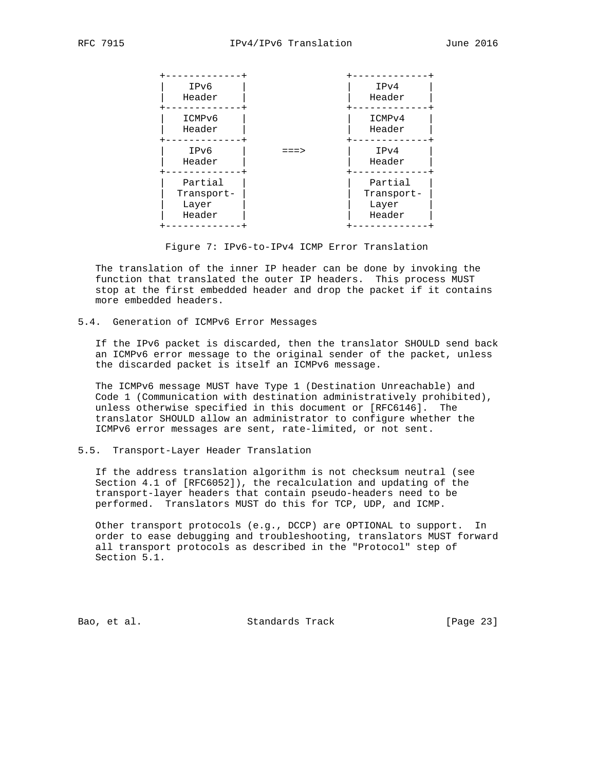```
   +-------------+                 +-------------+
   |    IPv6     |                 |    IPv4     |
   |   Header    |                 |   Header    |
   +-------------+                 +-------------+
   |   ICMPv6    |                 |   ICMPv4    |
   |   Header    |                 |   Header    |
   +-------------+                 +-------------+
   |    IPv6     |      ===>       |    IPv4     |
   |   Header    |                 |   Header    |
   +-------------+                 +-------------+
   |   Partial   |                 |   Partial   |
   | Transport-  |                 | Transport-  |
   |   Layer     |                 |   Layer     |
   |   Header    |                 |   Header    |
   +-------------+                 +-------------+
```

Figure 7: IPv6-to-IPv4 ICMP Error Translation

The translation of the inner IP header can be done by invoking the function that translated the outer IP headers. This process MUST stop at the first embedded header and drop the packet if it contains more embedded headers.

## 5.4. Generation of ICMPv6 Error Messages

If the IPv6 packet is discarded, then the translator SHOULD send back an ICMPv6 error message to the original sender of the packet, unless the discarded packet is itself an ICMPv6 message.

The ICMPv6 message MUST have Type 1 (Destination Unreachable) and Code 1 (Communication with destination administratively prohibited), unless otherwise specified in this document or [RFC6146]. The translator SHOULD allow an administrator to configure whether the ICMPv6 error messages are sent, rate-limited, or not sent.

## 5.5. Transport-Layer Header Translation

If the address translation algorithm is not checksum neutral (see Section 4.1 of [RFC6052]), the recalculation and updating of the transport-layer headers that contain pseudo-headers need to be performed. Translators MUST do this for TCP, UDP, and ICMP.

Other transport protocols (e.g., DCCP) are OPTIONAL to support. In order to ease debugging and troubleshooting, translators MUST forward all transport protocols as described in the "Protocol" step of Section 5.1.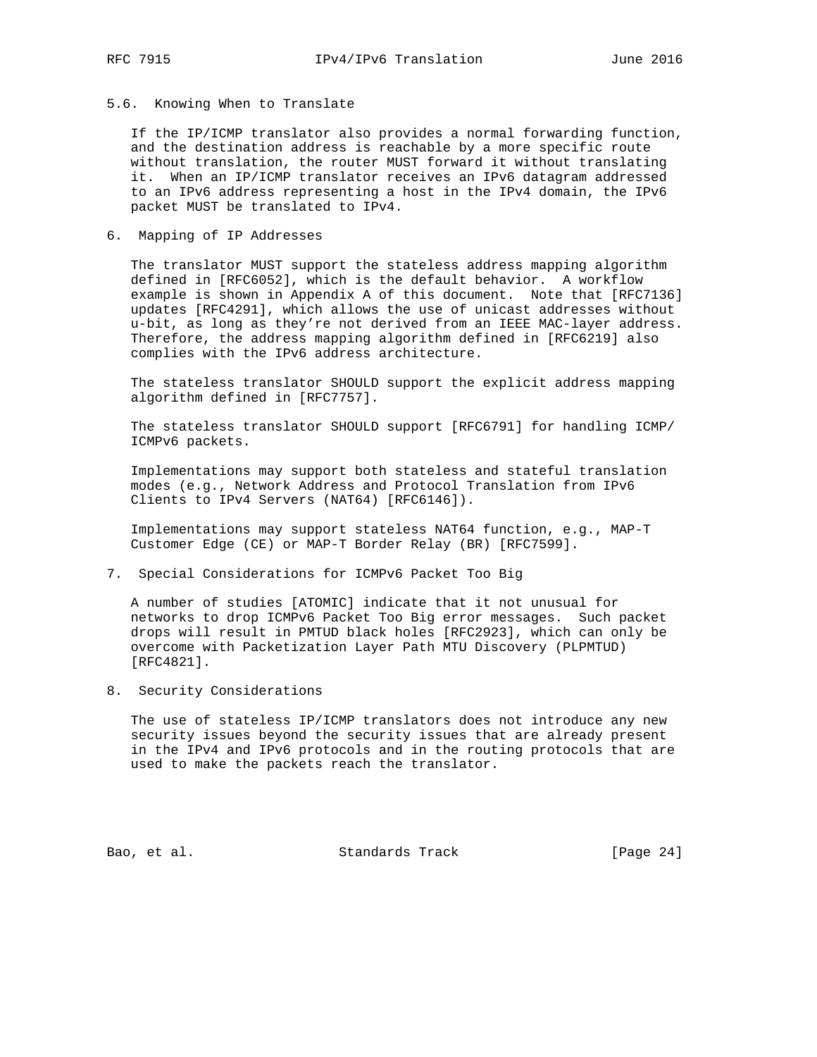## 5.6. Knowing When to Translate

If the IP/ICMP translator also provides a normal forwarding function, and the destination address is reachable by a more specific route without translation, the router MUST forward it without translating it. When an IP/ICMP translator receives an IPv6 datagram addressed to an IPv6 address representing a host in the IPv4 domain, the IPv6 packet MUST be translated to IPv4.

# 6. Mapping of IP Addresses

The translator MUST support the stateless address mapping algorithm defined in [RFC6052], which is the default behavior. A workflow example is shown in Appendix A of this document. Note that [RFC7136] updates [RFC4291], which allows the use of unicast addresses without u-bit, as long as they're not derived from an IEEE MAC-layer address. Therefore, the address mapping algorithm defined in [RFC6219] also complies with the IPv6 address architecture.

The stateless translator SHOULD support the explicit address mapping algorithm defined in [RFC7757].

The stateless translator SHOULD support [RFC6791] for handling ICMP/ICMPv6 packets.

Implementations may support both stateless and stateful translation modes (e.g., Network Address and Protocol Translation from IPv6 Clients to IPv4 Servers (NAT64) [RFC6146]).

Implementations may support stateless NAT64 function, e.g., MAP-T Customer Edge (CE) or MAP-T Border Relay (BR) [RFC7599].

# 7. Special Considerations for ICMPv6 Packet Too Big

A number of studies [ATOMIC] indicate that it not unusual for networks to drop ICMPv6 Packet Too Big error messages. Such packet drops will result in PMTUD black holes [RFC2923], which can only be overcome with Packetization Layer Path MTU Discovery (PLPMTUD) [RFC4821].

# 8. Security Considerations

The use of stateless IP/ICMP translators does not introduce any new security issues beyond the security issues that are already present in the IPv4 and IPv6 protocols and in the routing protocols that are used to make the packets reach the translator.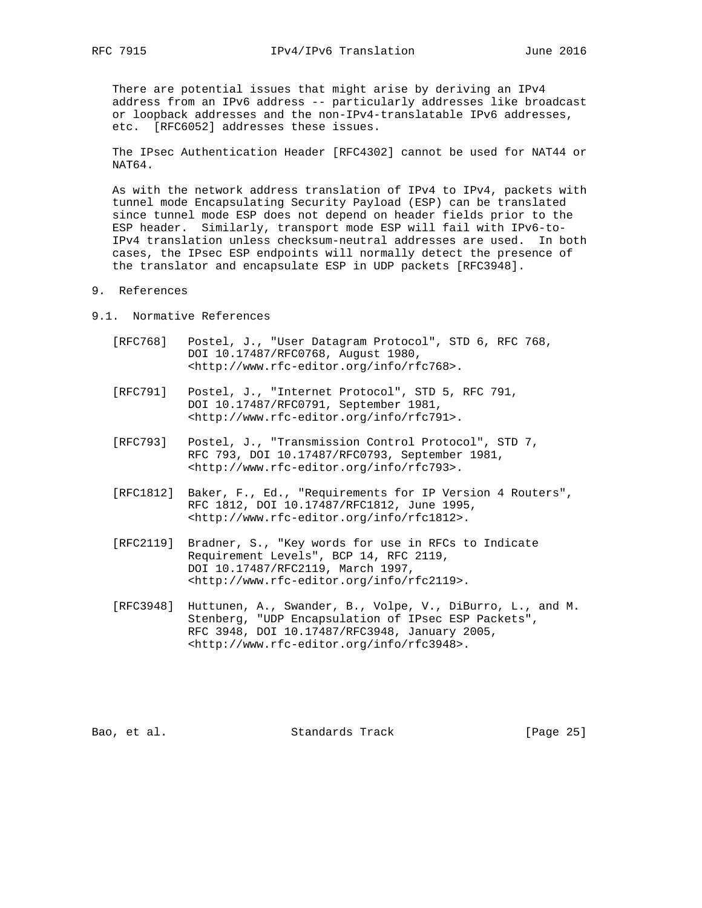There are potential issues that might arise by deriving an IPv4 address from an IPv6 address -- particularly addresses like broadcast or loopback addresses and the non-IPv4-translatable IPv6 addresses, etc. [RFC6052] addresses these issues.

The IPsec Authentication Header [RFC4302] cannot be used for NAT44 or NAT64.

As with the network address translation of IPv4 to IPv4, packets with tunnel mode Encapsulating Security Payload (ESP) can be translated since tunnel mode ESP does not depend on header fields prior to the ESP header. Similarly, transport mode ESP will fail with IPv6-to-IPv4 translation unless checksum-neutral addresses are used. In both cases, the IPsec ESP endpoints will normally detect the presence of the translator and encapsulate ESP in UDP packets [RFC3948].

# 9. References

## 9.1. Normative References

[RFC768] Postel, J., "User Datagram Protocol", STD 6, RFC 768, DOI 10.17487/RFC0768, August 1980, <http://www.rfc-editor.org/info/rfc768>.

[RFC791] Postel, J., "Internet Protocol", STD 5, RFC 791, DOI 10.17487/RFC0791, September 1981, <http://www.rfc-editor.org/info/rfc791>.

[RFC793] Postel, J., "Transmission Control Protocol", STD 7, RFC 793, DOI 10.17487/RFC0793, September 1981, <http://www.rfc-editor.org/info/rfc793>.

[RFC1812] Baker, F., Ed., "Requirements for IP Version 4 Routers", RFC 1812, DOI 10.17487/RFC1812, June 1995, <http://www.rfc-editor.org/info/rfc1812>.

[RFC2119] Bradner, S., "Key words for use in RFCs to Indicate Requirement Levels", BCP 14, RFC 2119, DOI 10.17487/RFC2119, March 1997, <http://www.rfc-editor.org/info/rfc2119>.

[RFC3948] Huttunen, A., Swander, B., Volpe, V., DiBurro, L., and M. Stenberg, "UDP Encapsulation of IPsec ESP Packets", RFC 3948, DOI 10.17487/RFC3948, January 2005, <http://www.rfc-editor.org/info/rfc3948>.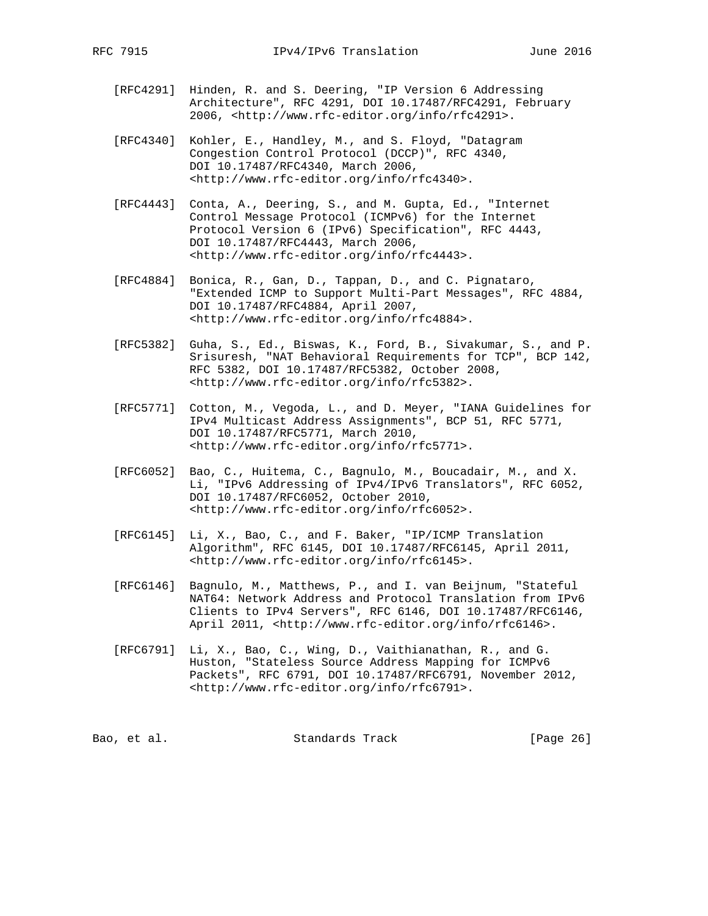[RFC4291] Hinden, R. and S. Deering, "IP Version 6 Addressing Architecture", RFC 4291, DOI 10.17487/RFC4291, February 2006, <http://www.rfc-editor.org/info/rfc4291>.

[RFC4340] Kohler, E., Handley, M., and S. Floyd, "Datagram Congestion Control Protocol (DCCP)", RFC 4340, DOI 10.17487/RFC4340, March 2006, <http://www.rfc-editor.org/info/rfc4340>.

[RFC4443] Conta, A., Deering, S., and M. Gupta, Ed., "Internet Control Message Protocol (ICMPv6) for the Internet Protocol Version 6 (IPv6) Specification", RFC 4443, DOI 10.17487/RFC4443, March 2006, <http://www.rfc-editor.org/info/rfc4443>.

[RFC4884] Bonica, R., Gan, D., Tappan, D., and C. Pignataro, "Extended ICMP to Support Multi-Part Messages", RFC 4884, DOI 10.17487/RFC4884, April 2007, <http://www.rfc-editor.org/info/rfc4884>.

[RFC5382] Guha, S., Ed., Biswas, K., Ford, B., Sivakumar, S., and P. Srisuresh, "NAT Behavioral Requirements for TCP", BCP 142, RFC 5382, DOI 10.17487/RFC5382, October 2008, <http://www.rfc-editor.org/info/rfc5382>.

[RFC5771] Cotton, M., Vegoda, L., and D. Meyer, "IANA Guidelines for IPv4 Multicast Address Assignments", BCP 51, RFC 5771, DOI 10.17487/RFC5771, March 2010, <http://www.rfc-editor.org/info/rfc5771>.

[RFC6052] Bao, C., Huitema, C., Bagnulo, M., Boucadair, M., and X. Li, "IPv6 Addressing of IPv4/IPv6 Translators", RFC 6052, DOI 10.17487/RFC6052, October 2010, <http://www.rfc-editor.org/info/rfc6052>.

[RFC6145] Li, X., Bao, C., and F. Baker, "IP/ICMP Translation Algorithm", RFC 6145, DOI 10.17487/RFC6145, April 2011, <http://www.rfc-editor.org/info/rfc6145>.

[RFC6146] Bagnulo, M., Matthews, P., and I. van Beijnum, "Stateful NAT64: Network Address and Protocol Translation from IPv6 Clients to IPv4 Servers", RFC 6146, DOI 10.17487/RFC6146, April 2011, <http://www.rfc-editor.org/info/rfc6146>.

[RFC6791] Li, X., Bao, C., Wing, D., Vaithianathan, R., and G. Huston, "Stateless Source Address Mapping for ICMPv6 Packets", RFC 6791, DOI 10.17487/RFC6791, November 2012, <http://www.rfc-editor.org/info/rfc6791>.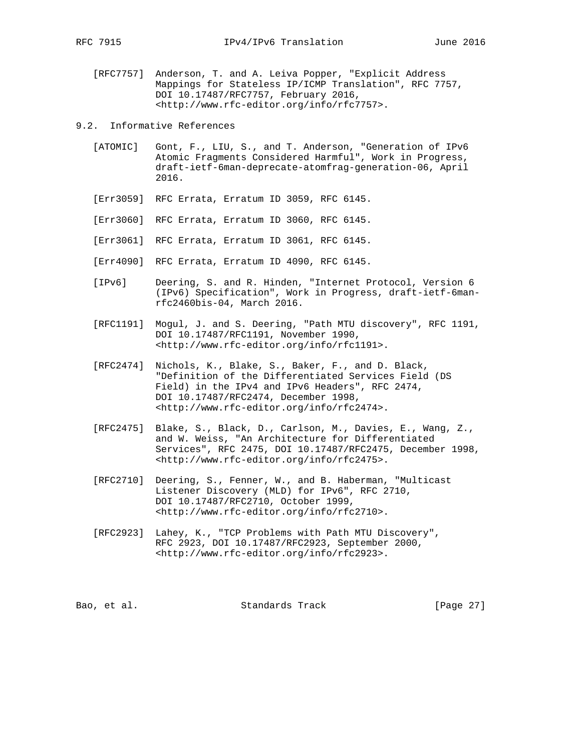[RFC7757] Anderson, T. and A. Leiva Popper, "Explicit Address Mappings for Stateless IP/ICMP Translation", RFC 7757, DOI 10.17487/RFC7757, February 2016, <http://www.rfc-editor.org/info/rfc7757>.

## 9.2. Informative References

[ATOMIC] Gont, F., LIU, S., and T. Anderson, "Generation of IPv6 Atomic Fragments Considered Harmful", Work in Progress, draft-ietf-6man-deprecate-atomfrag-generation-06, April 2016.

[Err3059] RFC Errata, Erratum ID 3059, RFC 6145.

[Err3060] RFC Errata, Erratum ID 3060, RFC 6145.

[Err3061] RFC Errata, Erratum ID 3061, RFC 6145.

[Err4090] RFC Errata, Erratum ID 4090, RFC 6145.

[IPv6] Deering, S. and R. Hinden, "Internet Protocol, Version 6 (IPv6) Specification", Work in Progress, draft-ietf-6man-rfc2460bis-04, March 2016.

[RFC1191] Mogul, J. and S. Deering, "Path MTU discovery", RFC 1191, DOI 10.17487/RFC1191, November 1990, <http://www.rfc-editor.org/info/rfc1191>.

[RFC2474] Nichols, K., Blake, S., Baker, F., and D. Black, "Definition of the Differentiated Services Field (DS Field) in the IPv4 and IPv6 Headers", RFC 2474, DOI 10.17487/RFC2474, December 1998, <http://www.rfc-editor.org/info/rfc2474>.

[RFC2475] Blake, S., Black, D., Carlson, M., Davies, E., Wang, Z., and W. Weiss, "An Architecture for Differentiated Services", RFC 2475, DOI 10.17487/RFC2475, December 1998, <http://www.rfc-editor.org/info/rfc2475>.

[RFC2710] Deering, S., Fenner, W., and B. Haberman, "Multicast Listener Discovery (MLD) for IPv6", RFC 2710, DOI 10.17487/RFC2710, October 1999, <http://www.rfc-editor.org/info/rfc2710>.

[RFC2923] Lahey, K., "TCP Problems with Path MTU Discovery", RFC 2923, DOI 10.17487/RFC2923, September 2000, <http://www.rfc-editor.org/info/rfc2923>.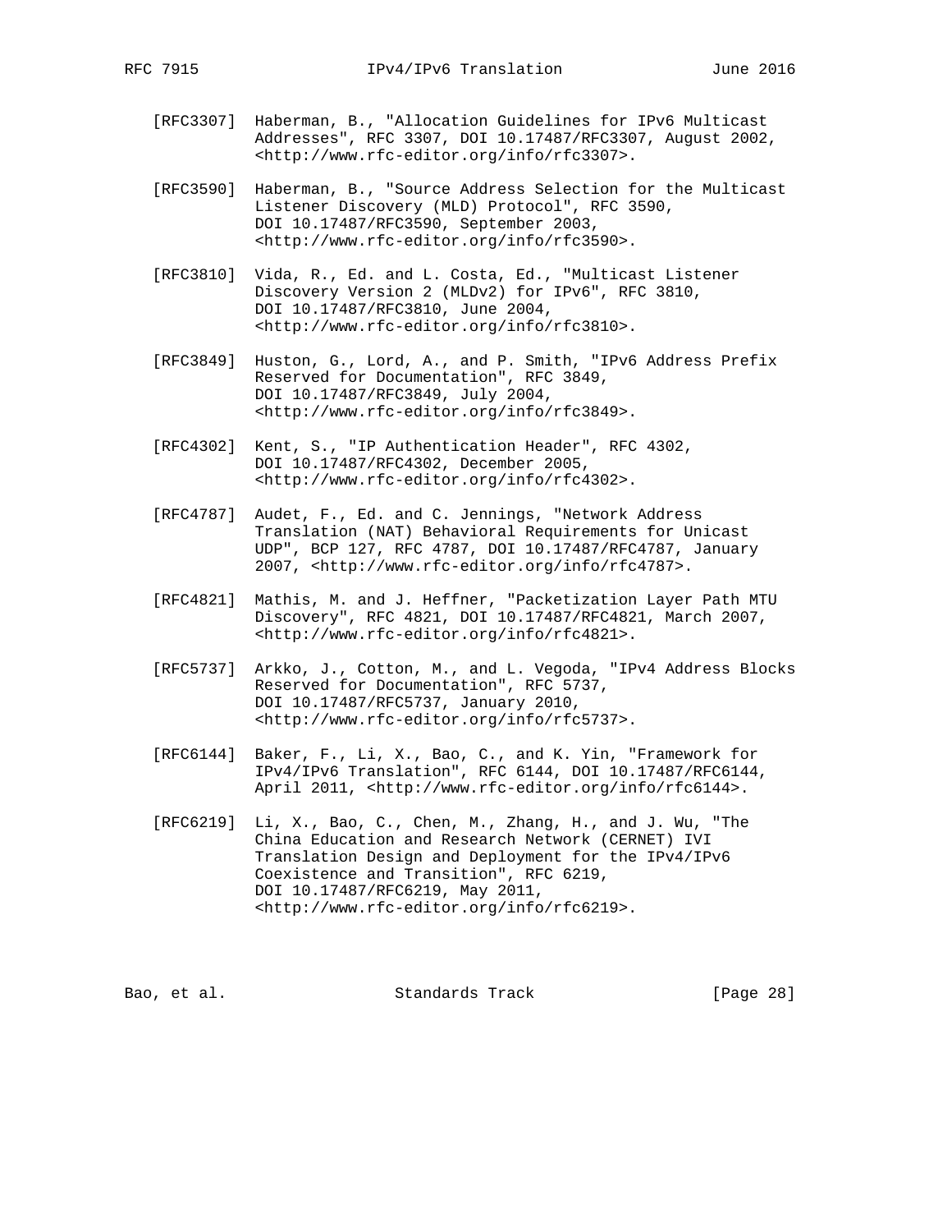[RFC3307] Haberman, B., "Allocation Guidelines for IPv6 Multicast Addresses", RFC 3307, DOI 10.17487/RFC3307, August 2002, <http://www.rfc-editor.org/info/rfc3307>.

[RFC3590] Haberman, B., "Source Address Selection for the Multicast Listener Discovery (MLD) Protocol", RFC 3590, DOI 10.17487/RFC3590, September 2003, <http://www.rfc-editor.org/info/rfc3590>.

[RFC3810] Vida, R., Ed. and L. Costa, Ed., "Multicast Listener Discovery Version 2 (MLDv2) for IPv6", RFC 3810, DOI 10.17487/RFC3810, June 2004, <http://www.rfc-editor.org/info/rfc3810>.

[RFC3849] Huston, G., Lord, A., and P. Smith, "IPv6 Address Prefix Reserved for Documentation", RFC 3849, DOI 10.17487/RFC3849, July 2004, <http://www.rfc-editor.org/info/rfc3849>.

[RFC4302] Kent, S., "IP Authentication Header", RFC 4302, DOI 10.17487/RFC4302, December 2005, <http://www.rfc-editor.org/info/rfc4302>.

[RFC4787] Audet, F., Ed. and C. Jennings, "Network Address Translation (NAT) Behavioral Requirements for Unicast UDP", BCP 127, RFC 4787, DOI 10.17487/RFC4787, January 2007, <http://www.rfc-editor.org/info/rfc4787>.

[RFC4821] Mathis, M. and J. Heffner, "Packetization Layer Path MTU Discovery", RFC 4821, DOI 10.17487/RFC4821, March 2007, <http://www.rfc-editor.org/info/rfc4821>.

[RFC5737] Arkko, J., Cotton, M., and L. Vegoda, "IPv4 Address Blocks Reserved for Documentation", RFC 5737, DOI 10.17487/RFC5737, January 2010, <http://www.rfc-editor.org/info/rfc5737>.

[RFC6144] Baker, F., Li, X., Bao, C., and K. Yin, "Framework for IPv4/IPv6 Translation", RFC 6144, DOI 10.17487/RFC6144, April 2011, <http://www.rfc-editor.org/info/rfc6144>.

[RFC6219] Li, X., Bao, C., Chen, M., Zhang, H., and J. Wu, "The China Education and Research Network (CERNET) IVI Translation Design and Deployment for the IPv4/IPv6 Coexistence and Transition", RFC 6219, DOI 10.17487/RFC6219, May 2011, <http://www.rfc-editor.org/info/rfc6219>.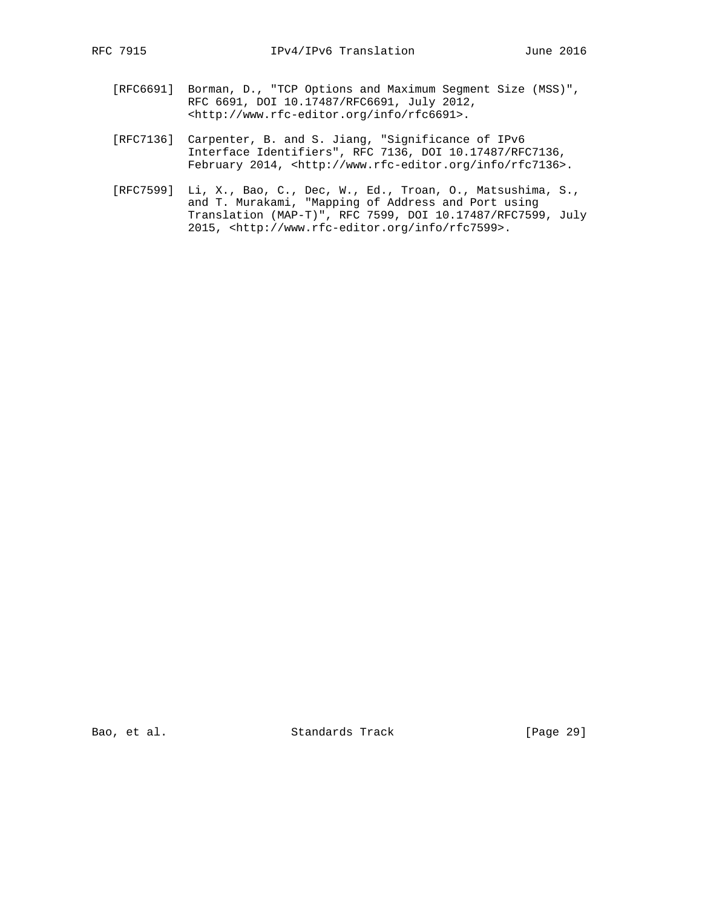[RFC6691] Borman, D., "TCP Options and Maximum Segment Size (MSS)", RFC 6691, DOI 10.17487/RFC6691, July 2012, <http://www.rfc-editor.org/info/rfc6691>.

[RFC7136] Carpenter, B. and S. Jiang, "Significance of IPv6 Interface Identifiers", RFC 7136, DOI 10.17487/RFC7136, February 2014, <http://www.rfc-editor.org/info/rfc7136>.

[RFC7599] Li, X., Bao, C., Dec, W., Ed., Troan, O., Matsushima, S., and T. Murakami, "Mapping of Address and Port using Translation (MAP-T)", RFC 7599, DOI 10.17487/RFC7599, July 2015, <http://www.rfc-editor.org/info/rfc7599>.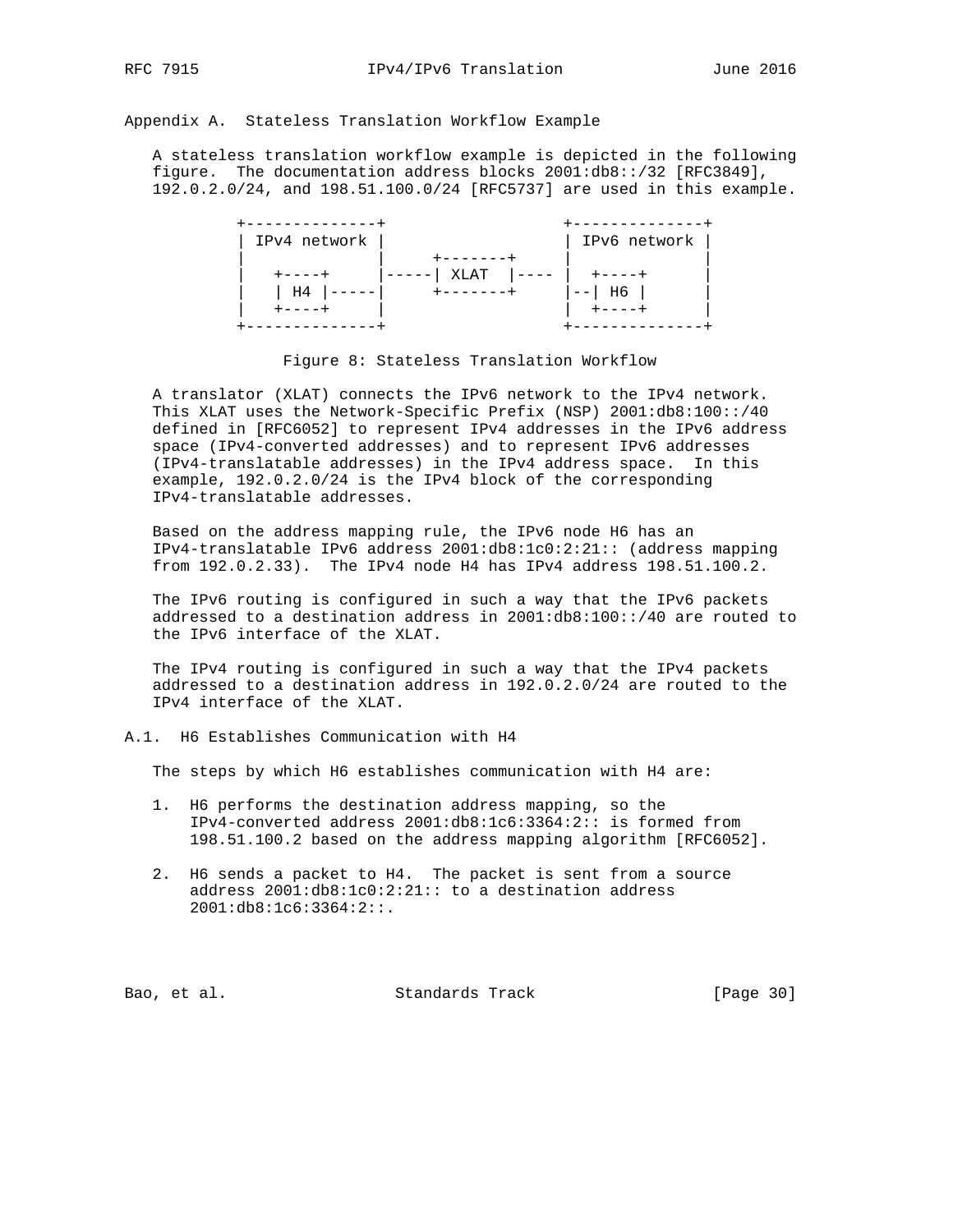## Appendix A. Stateless Translation Workflow Example

A stateless translation workflow example is depicted in the following figure. The documentation address blocks 2001:db8::/32 [RFC3849], 192.0.2.0/24, and 198.51.100.0/24 [RFC5737] are used in this example.

```
+--------------+                   +--------------+
| IPv4 network |                   | IPv6 network |
|              |     +-------+     |              |
|   +----+     |-----| XLAT  |---- |  +----+      |
|   | H4 |-----|     +-------+     |--| H6 |      |
|   +----+     |                   |  +----+      |
+--------------+                   +--------------+
```

Figure 8: Stateless Translation Workflow

A translator (XLAT) connects the IPv6 network to the IPv4 network. This XLAT uses the Network-Specific Prefix (NSP) 2001:db8:100::/40 defined in [RFC6052] to represent IPv4 addresses in the IPv6 address space (IPv4-converted addresses) and to represent IPv6 addresses (IPv4-translatable addresses) in the IPv4 address space. In this example, 192.0.2.0/24 is the IPv4 block of the corresponding IPv4-translatable addresses.

Based on the address mapping rule, the IPv6 node H6 has an IPv4-translatable IPv6 address 2001:db8:1c0:2:21:: (address mapping from 192.0.2.33). The IPv4 node H4 has IPv4 address 198.51.100.2.

The IPv6 routing is configured in such a way that the IPv6 packets addressed to a destination address in 2001:db8:100::/40 are routed to the IPv6 interface of the XLAT.

The IPv4 routing is configured in such a way that the IPv4 packets addressed to a destination address in 192.0.2.0/24 are routed to the IPv4 interface of the XLAT.

### A.1. H6 Establishes Communication with H4

The steps by which H6 establishes communication with H4 are:

1. H6 performs the destination address mapping, so the IPv4-converted address 2001:db8:1c6:3364:2:: is formed from 198.51.100.2 based on the address mapping algorithm [RFC6052].

2. H6 sends a packet to H4. The packet is sent from a source address 2001:db8:1c0:2:21:: to a destination address 2001:db8:1c6:3364:2::.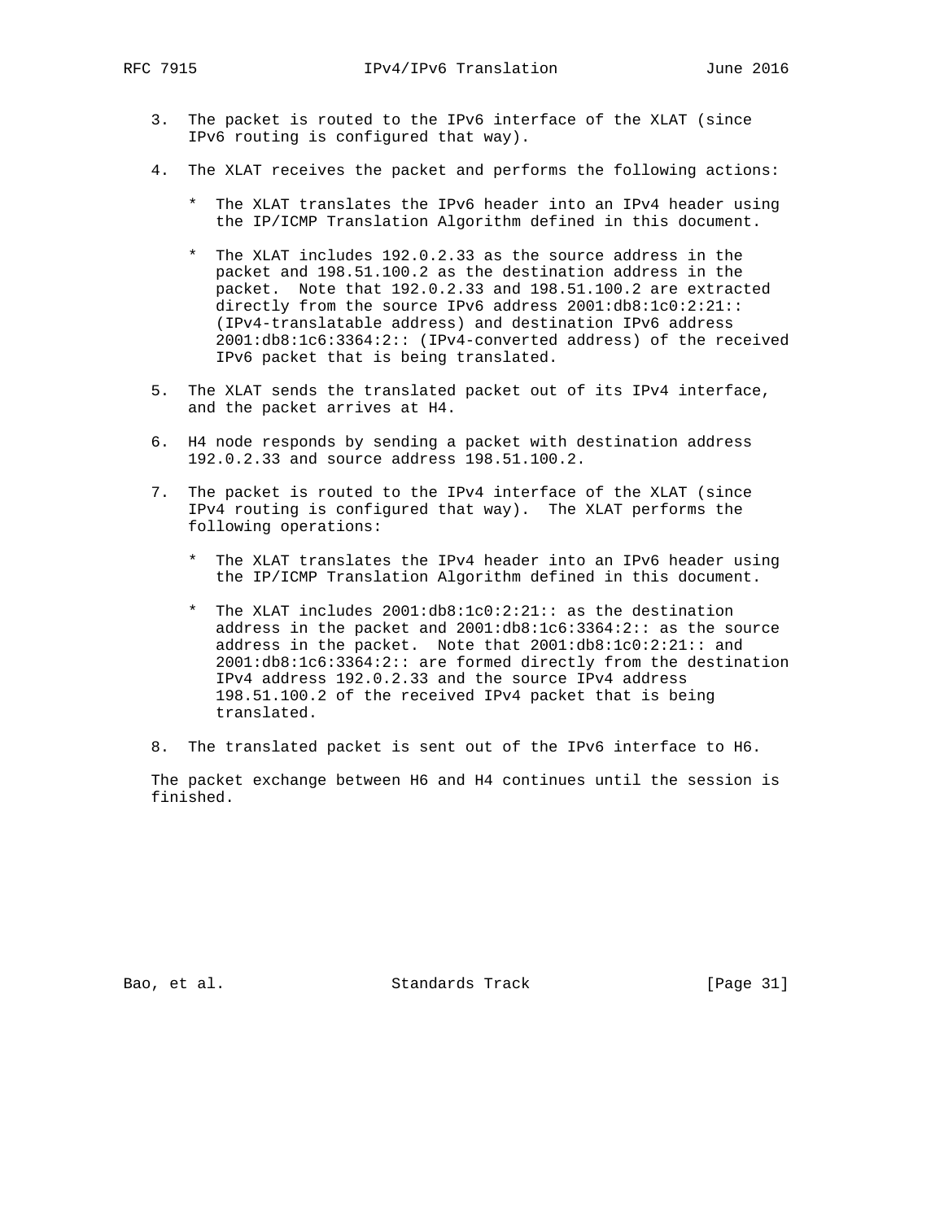3. The packet is routed to the IPv6 interface of the XLAT (since IPv6 routing is configured that way).

4. The XLAT receives the packet and performs the following actions:

   * The XLAT translates the IPv6 header into an IPv4 header using the IP/ICMP Translation Algorithm defined in this document.

   * The XLAT includes 192.0.2.33 as the source address in the packet and 198.51.100.2 as the destination address in the packet. Note that 192.0.2.33 and 198.51.100.2 are extracted directly from the source IPv6 address 2001:db8:1c0:2:21:: (IPv4-translatable address) and destination IPv6 address 2001:db8:1c6:3364:2:: (IPv4-converted address) of the received IPv6 packet that is being translated.

5. The XLAT sends the translated packet out of its IPv4 interface, and the packet arrives at H4.

6. H4 node responds by sending a packet with destination address 192.0.2.33 and source address 198.51.100.2.

7. The packet is routed to the IPv4 interface of the XLAT (since IPv4 routing is configured that way). The XLAT performs the following operations:

   * The XLAT translates the IPv4 header into an IPv6 header using the IP/ICMP Translation Algorithm defined in this document.

   * The XLAT includes 2001:db8:1c0:2:21:: as the destination address in the packet and 2001:db8:1c6:3364:2:: as the source address in the packet. Note that 2001:db8:1c0:2:21:: and 2001:db8:1c6:3364:2:: are formed directly from the destination IPv4 address 192.0.2.33 and the source IPv4 address 198.51.100.2 of the received IPv4 packet that is being translated.

8. The translated packet is sent out of the IPv6 interface to H6.

The packet exchange between H6 and H4 continues until the session is finished.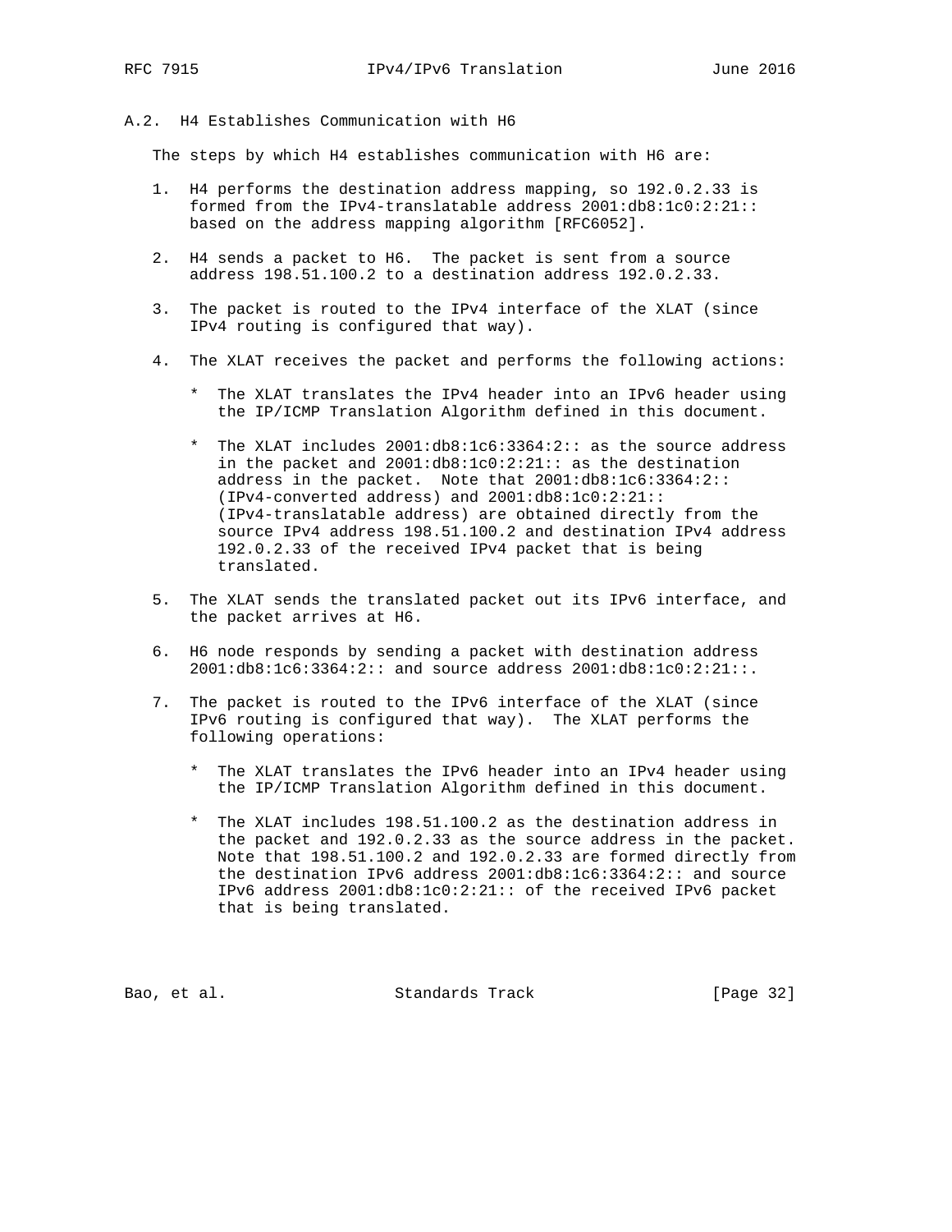## A.2. H4 Establishes Communication with H6

The steps by which H4 establishes communication with H6 are:

1. H4 performs the destination address mapping, so 192.0.2.33 is formed from the IPv4-translatable address 2001:db8:1c0:2:21:: based on the address mapping algorithm [RFC6052].

2. H4 sends a packet to H6. The packet is sent from a source address 198.51.100.2 to a destination address 192.0.2.33.

3. The packet is routed to the IPv4 interface of the XLAT (since IPv4 routing is configured that way).

4. The XLAT receives the packet and performs the following actions:

   * The XLAT translates the IPv4 header into an IPv6 header using the IP/ICMP Translation Algorithm defined in this document.

   * The XLAT includes 2001:db8:1c6:3364:2:: as the source address in the packet and 2001:db8:1c0:2:21:: as the destination address in the packet. Note that 2001:db8:1c6:3364:2:: (IPv4-converted address) and 2001:db8:1c0:2:21:: (IPv4-translatable address) are obtained directly from the source IPv4 address 198.51.100.2 and destination IPv4 address 192.0.2.33 of the received IPv4 packet that is being translated.

5. The XLAT sends the translated packet out its IPv6 interface, and the packet arrives at H6.

6. H6 node responds by sending a packet with destination address 2001:db8:1c6:3364:2:: and source address 2001:db8:1c0:2:21::.

7. The packet is routed to the IPv6 interface of the XLAT (since IPv6 routing is configured that way). The XLAT performs the following operations:

   * The XLAT translates the IPv6 header into an IPv4 header using the IP/ICMP Translation Algorithm defined in this document.

   * The XLAT includes 198.51.100.2 as the destination address in the packet and 192.0.2.33 as the source address in the packet. Note that 198.51.100.2 and 192.0.2.33 are formed directly from the destination IPv6 address 2001:db8:1c6:3364:2:: and source IPv6 address 2001:db8:1c0:2:21:: of the received IPv6 packet that is being translated.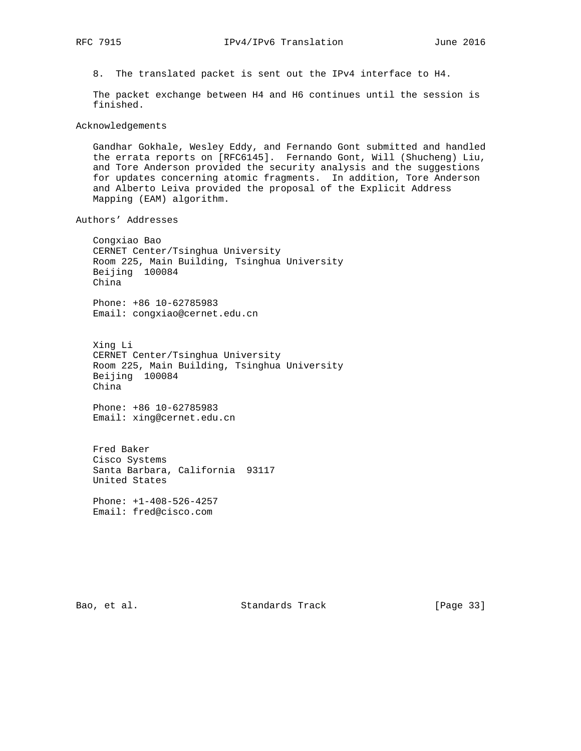8. The translated packet is sent out the IPv4 interface to H4.

The packet exchange between H4 and H6 continues until the session is finished.

## Acknowledgements

Gandhar Gokhale, Wesley Eddy, and Fernando Gont submitted and handled the errata reports on [RFC6145]. Fernando Gont, Will (Shucheng) Liu, and Tore Anderson provided the security analysis and the suggestions for updates concerning atomic fragments. In addition, Tore Anderson and Alberto Leiva provided the proposal of the Explicit Address Mapping (EAM) algorithm.

## Authors' Addresses

Congxiao Bao
CERNET Center/Tsinghua University
Room 225, Main Building, Tsinghua University
Beijing 100084
China

Phone: +86 10-62785983
Email: congxiao@cernet.edu.cn

Xing Li
CERNET Center/Tsinghua University
Room 225, Main Building, Tsinghua University
Beijing 100084
China

Phone: +86 10-62785983
Email: xing@cernet.edu.cn

Fred Baker
Cisco Systems
Santa Barbara, California 93117
United States

Phone: +1-408-526-4257
Email: fred@cisco.com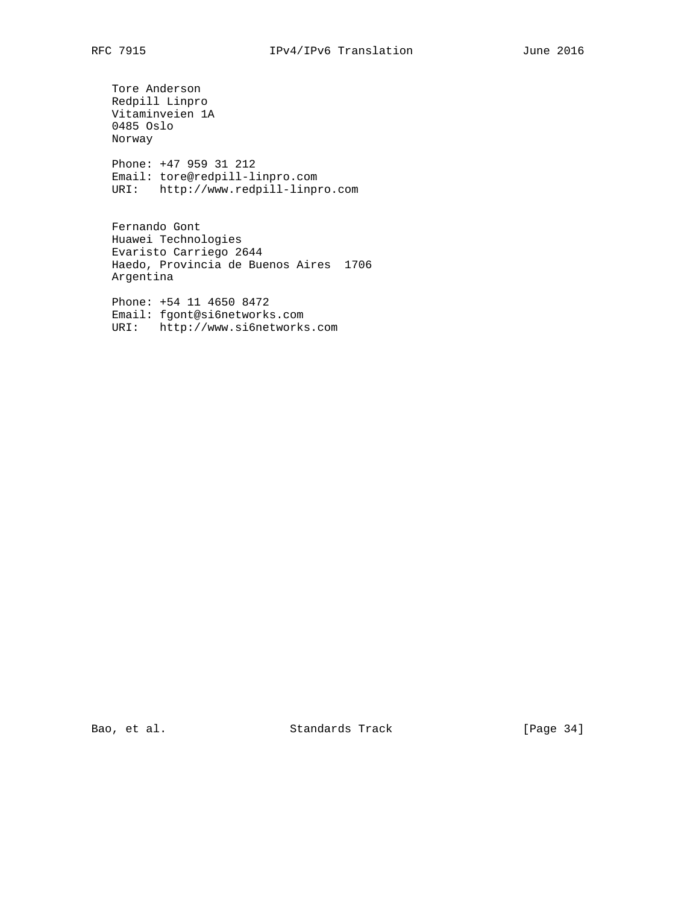Tore Anderson
Redpill Linpro
Vitaminveien 1A
0485 Oslo
Norway

Phone: +47 959 31 212
Email: tore@redpill-linpro.com
URI: http://www.redpill-linpro.com

Fernando Gont
Huawei Technologies
Evaristo Carriego 2644
Haedo, Provincia de Buenos Aires 1706
Argentina

Phone: +54 11 4650 8472
Email: fgont@si6networks.com
URI: http://www.si6networks.com